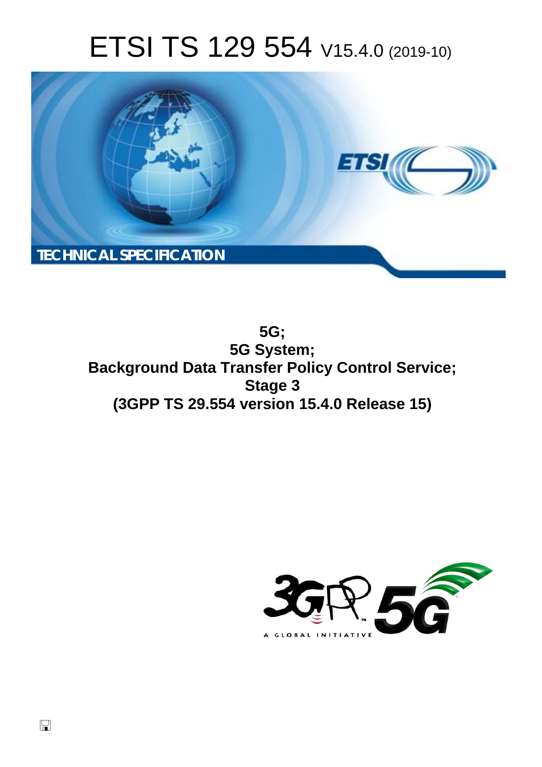# ETSI TS 129 554 V15.4.0 (2019-10)

TECHNICAL SPECIFICATION

**5G;**
**5G System;**
**Background Data Transfer Policy Control Service;**
**Stage 3**
**(3GPP TS 29.554 version 15.4.0 Release 15)**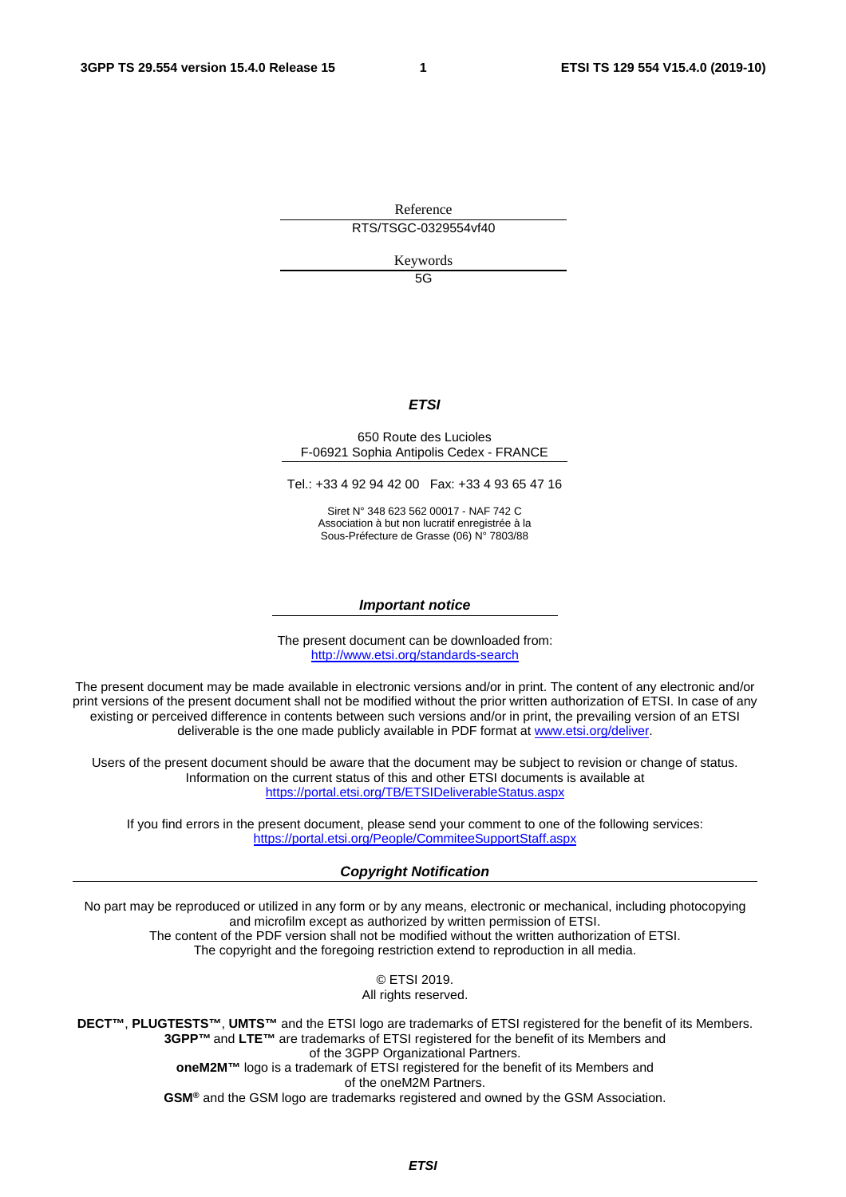Reference

RTS/TSGC-0329554vf40

Keywords

5G

***ETSI***

650 Route des Lucioles
F-06921 Sophia Antipolis Cedex - FRANCE

Tel.: +33 4 92 94 42 00   Fax: +33 4 93 65 47 16

Siret N° 348 623 562 00017 - NAF 742 C
Association à but non lucratif enregistrée à la
Sous-Préfecture de Grasse (06) N° 7803/88

***Important notice***

The present document can be downloaded from:
http://www.etsi.org/standards-search

The present document may be made available in electronic versions and/or in print. The content of any electronic and/or print versions of the present document shall not be modified without the prior written authorization of ETSI. In case of any existing or perceived difference in contents between such versions and/or in print, the prevailing version of an ETSI deliverable is the one made publicly available in PDF format at www.etsi.org/deliver.

Users of the present document should be aware that the document may be subject to revision or change of status. Information on the current status of this and other ETSI documents is available at
https://portal.etsi.org/TB/ETSIDeliverableStatus.aspx

If you find errors in the present document, please send your comment to one of the following services:
https://portal.etsi.org/People/CommiteeSupportStaff.aspx

***Copyright Notification***

No part may be reproduced or utilized in any form or by any means, electronic or mechanical, including photocopying and microfilm except as authorized by written permission of ETSI.
The content of the PDF version shall not be modified without the written authorization of ETSI.
The copyright and the foregoing restriction extend to reproduction in all media.

© ETSI 2019.
All rights reserved.

**DECT™**, **PLUGTESTS™**, **UMTS™** and the ETSI logo are trademarks of ETSI registered for the benefit of its Members.
**3GPP™** and **LTE™** are trademarks of ETSI registered for the benefit of its Members and of the 3GPP Organizational Partners.
**oneM2M™** logo is a trademark of ETSI registered for the benefit of its Members and of the oneM2M Partners.
**GSM®** and the GSM logo are trademarks registered and owned by the GSM Association.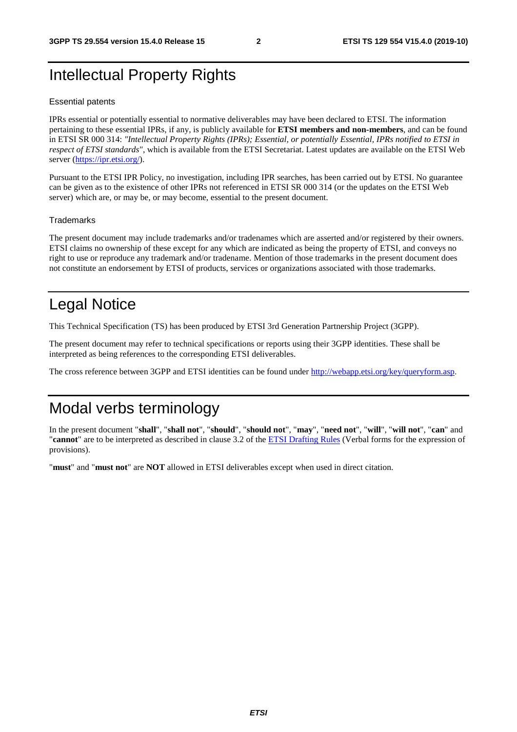# Intellectual Property Rights

### Essential patents

IPRs essential or potentially essential to normative deliverables may have been declared to ETSI. The information pertaining to these essential IPRs, if any, is publicly available for **ETSI members and non-members**, and can be found in ETSI SR 000 314: *"Intellectual Property Rights (IPRs); Essential, or potentially Essential, IPRs notified to ETSI in respect of ETSI standards"*, which is available from the ETSI Secretariat. Latest updates are available on the ETSI Web server (https://ipr.etsi.org/).

Pursuant to the ETSI IPR Policy, no investigation, including IPR searches, has been carried out by ETSI. No guarantee can be given as to the existence of other IPRs not referenced in ETSI SR 000 314 (or the updates on the ETSI Web server) which are, or may be, or may become, essential to the present document.

### Trademarks

The present document may include trademarks and/or tradenames which are asserted and/or registered by their owners. ETSI claims no ownership of these except for any which are indicated as being the property of ETSI, and conveys no right to use or reproduce any trademark and/or tradename. Mention of those trademarks in the present document does not constitute an endorsement by ETSI of products, services or organizations associated with those trademarks.

# Legal Notice

This Technical Specification (TS) has been produced by ETSI 3rd Generation Partnership Project (3GPP).

The present document may refer to technical specifications or reports using their 3GPP identities. These shall be interpreted as being references to the corresponding ETSI deliverables.

The cross reference between 3GPP and ETSI identities can be found under http://webapp.etsi.org/key/queryform.asp.

# Modal verbs terminology

In the present document "**shall**", "**shall not**", "**should**", "**should not**", "**may**", "**need not**", "**will**", "**will not**", "**can**" and "**cannot**" are to be interpreted as described in clause 3.2 of the ETSI Drafting Rules (Verbal forms for the expression of provisions).

"**must**" and "**must not**" are **NOT** allowed in ETSI deliverables except when used in direct citation.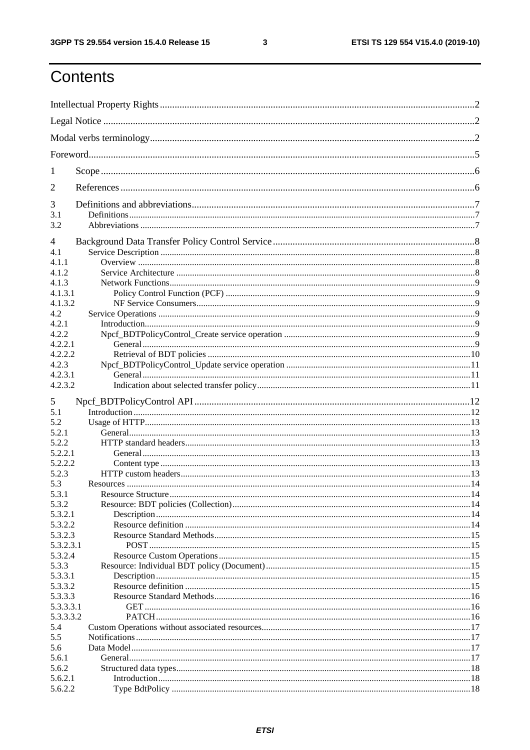# Contents

Intellectual Property Rights ........ 2

Legal Notice ........ 2

Modal verbs terminology ........ 2

Foreword ........ 5

1 Scope ........ 6

2 References ........ 6

3 Definitions and abbreviations ........ 7

3.1 Definitions ........ 7

3.2 Abbreviations ........ 7

4 Background Data Transfer Policy Control Service ........ 8

4.1 Service Description ........ 8

4.1.1 Overview ........ 8

4.1.2 Service Architecture ........ 8

4.1.3 Network Functions ........ 9

4.1.3.1 Policy Control Function (PCF) ........ 9

4.1.3.2 NF Service Consumers ........ 9

4.2 Service Operations ........ 9

4.2.1 Introduction ........ 9

4.2.2 Npcf_BDTPolicyControl_Create service operation ........ 9

4.2.2.1 General ........ 9

4.2.2.2 Retrieval of BDT policies ........ 10

4.2.3 Npcf_BDTPolicyControl_Update service operation ........ 11

4.2.3.1 General ........ 11

4.2.3.2 Indication about selected transfer policy ........ 11

5 Npcf_BDTPolicyControl API ........ 12

5.1 Introduction ........ 12

5.2 Usage of HTTP ........ 13

5.2.1 General ........ 13

5.2.2 HTTP standard headers ........ 13

5.2.2.1 General ........ 13

5.2.2.2 Content type ........ 13

5.2.3 HTTP custom headers ........ 13

5.3 Resources ........ 14

5.3.1 Resource Structure ........ 14

5.3.2 Resource: BDT policies (Collection) ........ 14

5.3.2.1 Description ........ 14

5.3.2.2 Resource definition ........ 14

5.3.2.3 Resource Standard Methods ........ 15

5.3.2.3.1 POST ........ 15

5.3.2.4 Resource Custom Operations ........ 15

5.3.3 Resource: Individual BDT policy (Document) ........ 15

5.3.3.1 Description ........ 15

5.3.3.2 Resource definition ........ 15

5.3.3.3 Resource Standard Methods ........ 16

5.3.3.3.1 GET ........ 16

5.3.3.3.2 PATCH ........ 16

5.4 Custom Operations without associated resources ........ 17

5.5 Notifications ........ 17

5.6 Data Model ........ 17

5.6.1 General ........ 17

5.6.2 Structured data types ........ 18

5.6.2.1 Introduction ........ 18

5.6.2.2 Type BdtPolicy ........ 18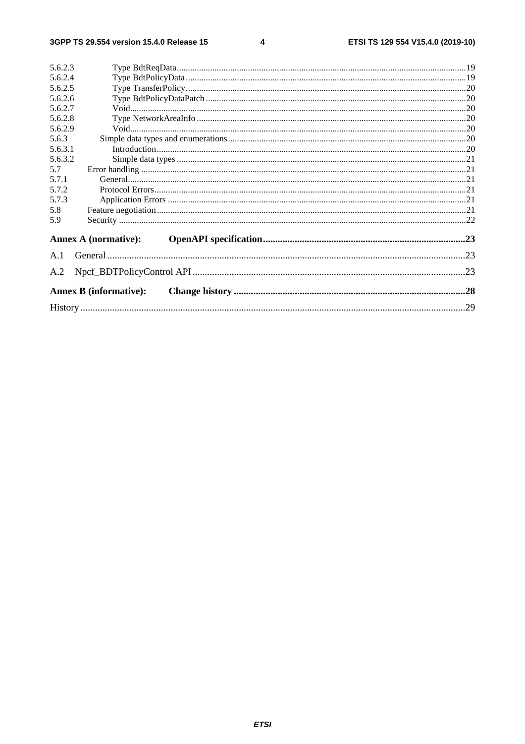5.6.2.3 Type BdtReqData .....19
5.6.2.4 Type BdtPolicyData .....19
5.6.2.5 Type TransferPolicy .....20
5.6.2.6 Type BdtPolicyDataPatch .....20
5.6.2.7 Void .....20
5.6.2.8 Type NetworkAreaInfo .....20
5.6.2.9 Void .....20
5.6.3 Simple data types and enumerations .....20
5.6.3.1 Introduction .....20
5.6.3.2 Simple data types .....21
5.7 Error handling .....21
5.7.1 General .....21
5.7.2 Protocol Errors .....21
5.7.3 Application Errors .....21
5.8 Feature negotiation .....21
5.9 Security .....22

**Annex A (normative): OpenAPI specification .....23**

A.1 General .....23

A.2 Npcf_BDTPolicyControl API .....23

**Annex B (informative): Change history .....28**

History .....29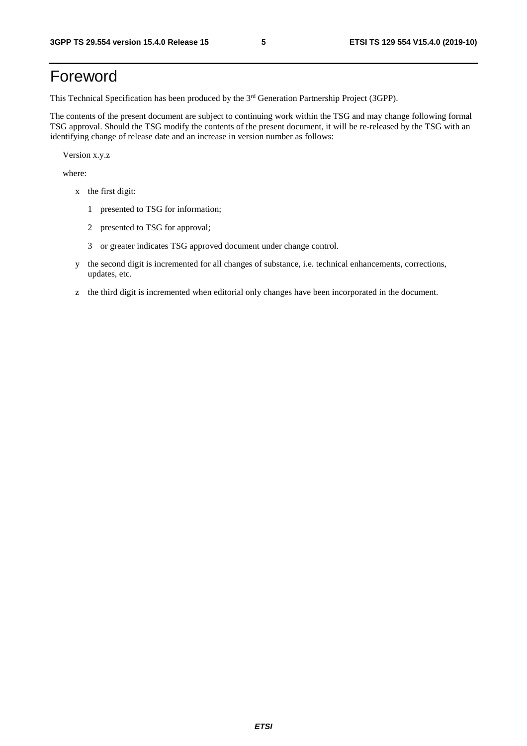# Foreword

This Technical Specification has been produced by the 3rd Generation Partnership Project (3GPP).

The contents of the present document are subject to continuing work within the TSG and may change following formal TSG approval. Should the TSG modify the contents of the present document, it will be re-released by the TSG with an identifying change of release date and an increase in version number as follows:

Version x.y.z

where:

- x the first digit:
  - 1 presented to TSG for information;
  - 2 presented to TSG for approval;
  - 3 or greater indicates TSG approved document under change control.
- y the second digit is incremented for all changes of substance, i.e. technical enhancements, corrections, updates, etc.
- z the third digit is incremented when editorial only changes have been incorporated in the document.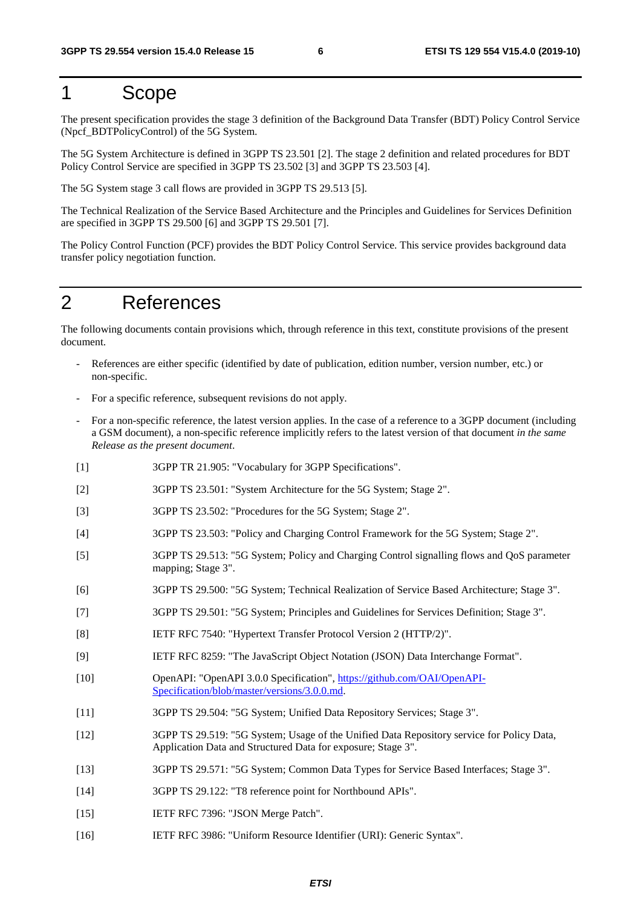# 1 Scope

The present specification provides the stage 3 definition of the Background Data Transfer (BDT) Policy Control Service (Npcf_BDTPolicyControl) of the 5G System.

The 5G System Architecture is defined in 3GPP TS 23.501 [2]. The stage 2 definition and related procedures for BDT Policy Control Service are specified in 3GPP TS 23.502 [3] and 3GPP TS 23.503 [4].

The 5G System stage 3 call flows are provided in 3GPP TS 29.513 [5].

The Technical Realization of the Service Based Architecture and the Principles and Guidelines for Services Definition are specified in 3GPP TS 29.500 [6] and 3GPP TS 29.501 [7].

The Policy Control Function (PCF) provides the BDT Policy Control Service. This service provides background data transfer policy negotiation function.

# 2 References

The following documents contain provisions which, through reference in this text, constitute provisions of the present document.

- References are either specific (identified by date of publication, edition number, version number, etc.) or non-specific.
- For a specific reference, subsequent revisions do not apply.
- For a non-specific reference, the latest version applies. In the case of a reference to a 3GPP document (including a GSM document), a non-specific reference implicitly refers to the latest version of that document *in the same Release as the present document*.

[1] 3GPP TR 21.905: "Vocabulary for 3GPP Specifications".

[2] 3GPP TS 23.501: "System Architecture for the 5G System; Stage 2".

[3] 3GPP TS 23.502: "Procedures for the 5G System; Stage 2".

[4] 3GPP TS 23.503: "Policy and Charging Control Framework for the 5G System; Stage 2".

[5] 3GPP TS 29.513: "5G System; Policy and Charging Control signalling flows and QoS parameter mapping; Stage 3".

[6] 3GPP TS 29.500: "5G System; Technical Realization of Service Based Architecture; Stage 3".

[7] 3GPP TS 29.501: "5G System; Principles and Guidelines for Services Definition; Stage 3".

[8] IETF RFC 7540: "Hypertext Transfer Protocol Version 2 (HTTP/2)".

[9] IETF RFC 8259: "The JavaScript Object Notation (JSON) Data Interchange Format".

[10] OpenAPI: "OpenAPI 3.0.0 Specification", https://github.com/OAI/OpenAPI-Specification/blob/master/versions/3.0.0.md.

[11] 3GPP TS 29.504: "5G System; Unified Data Repository Services; Stage 3".

[12] 3GPP TS 29.519: "5G System; Usage of the Unified Data Repository service for Policy Data, Application Data and Structured Data for exposure; Stage 3".

[13] 3GPP TS 29.571: "5G System; Common Data Types for Service Based Interfaces; Stage 3".

[14] 3GPP TS 29.122: "T8 reference point for Northbound APIs".

[15] IETF RFC 7396: "JSON Merge Patch".

[16] IETF RFC 3986: "Uniform Resource Identifier (URI): Generic Syntax".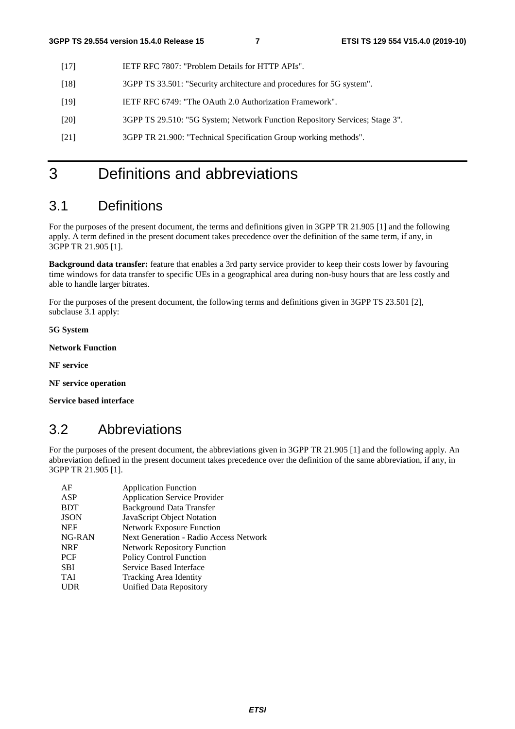[17] IETF RFC 7807: "Problem Details for HTTP APIs".

[18] 3GPP TS 33.501: "Security architecture and procedures for 5G system".

[19] IETF RFC 6749: "The OAuth 2.0 Authorization Framework".

[20] 3GPP TS 29.510: "5G System; Network Function Repository Services; Stage 3".

[21] 3GPP TR 21.900: "Technical Specification Group working methods".

# 3 Definitions and abbreviations

## 3.1 Definitions

For the purposes of the present document, the terms and definitions given in 3GPP TR 21.905 [1] and the following apply. A term defined in the present document takes precedence over the definition of the same term, if any, in 3GPP TR 21.905 [1].

**Background data transfer:** feature that enables a 3rd party service provider to keep their costs lower by favouring time windows for data transfer to specific UEs in a geographical area during non-busy hours that are less costly and able to handle larger bitrates.

For the purposes of the present document, the following terms and definitions given in 3GPP TS 23.501 [2], subclause 3.1 apply:

**5G System**

**Network Function**

**NF service**

**NF service operation**

**Service based interface**

## 3.2 Abbreviations

For the purposes of the present document, the abbreviations given in 3GPP TR 21.905 [1] and the following apply. An abbreviation defined in the present document takes precedence over the definition of the same abbreviation, if any, in 3GPP TR 21.905 [1].

AF Application Function
ASP Application Service Provider
BDT Background Data Transfer
JSON JavaScript Object Notation
NEF Network Exposure Function
NG-RAN Next Generation - Radio Access Network
NRF Network Repository Function
PCF Policy Control Function
SBI Service Based Interface
TAI Tracking Area Identity
UDR Unified Data Repository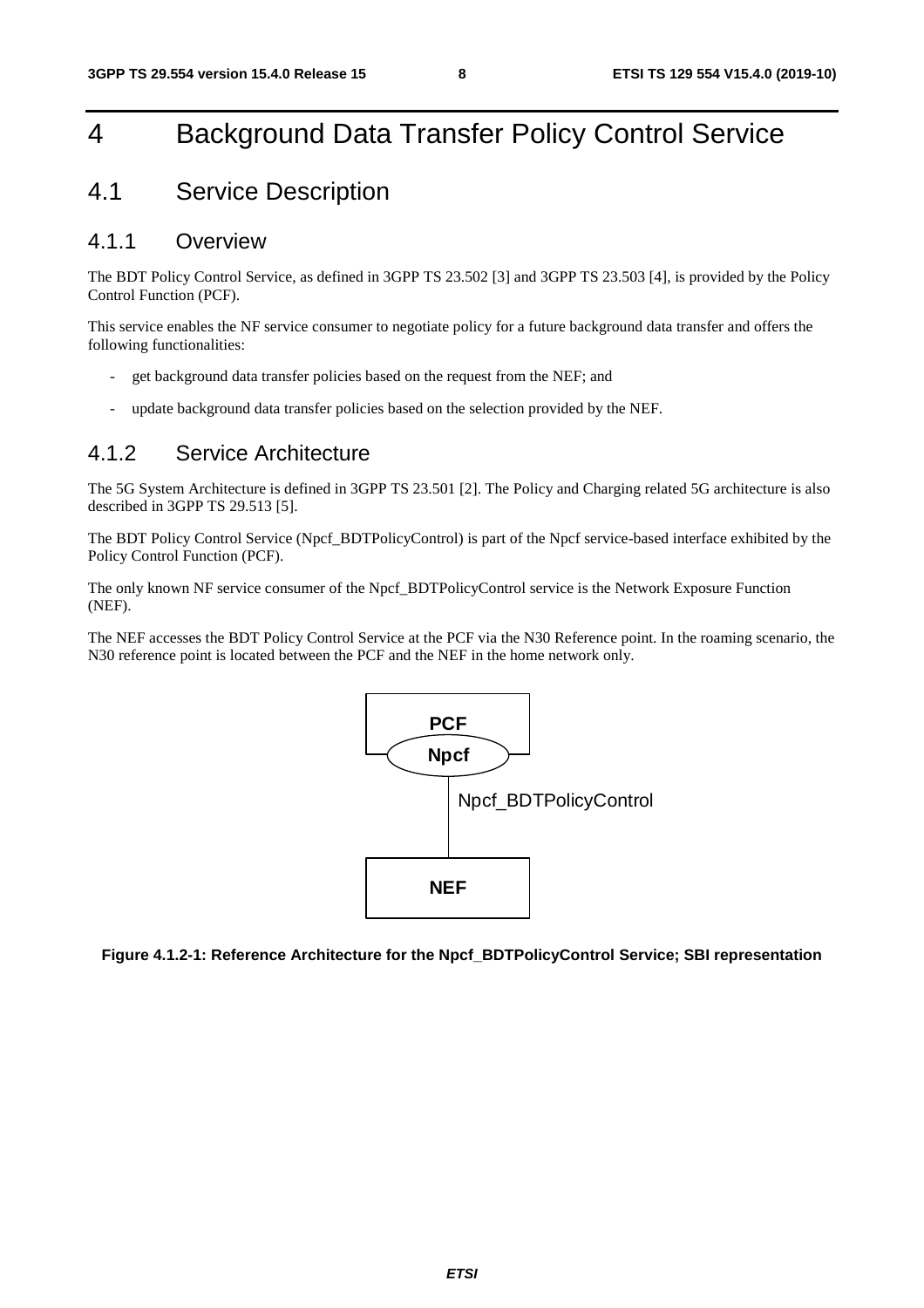# 4 Background Data Transfer Policy Control Service

## 4.1 Service Description

### 4.1.1 Overview

The BDT Policy Control Service, as defined in 3GPP TS 23.502 [3] and 3GPP TS 23.503 [4], is provided by the Policy Control Function (PCF).

This service enables the NF service consumer to negotiate policy for a future background data transfer and offers the following functionalities:

- get background data transfer policies based on the request from the NEF; and
- update background data transfer policies based on the selection provided by the NEF.

### 4.1.2 Service Architecture

The 5G System Architecture is defined in 3GPP TS 23.501 [2]. The Policy and Charging related 5G architecture is also described in 3GPP TS 29.513 [5].

The BDT Policy Control Service (Npcf_BDTPolicyControl) is part of the Npcf service-based interface exhibited by the Policy Control Function (PCF).

The only known NF service consumer of the Npcf_BDTPolicyControl service is the Network Exposure Function (NEF).

The NEF accesses the BDT Policy Control Service at the PCF via the N30 Reference point. In the roaming scenario, the N30 reference point is located between the PCF and the NEF in the home network only.

PCF

Npcf

Npcf_BDTPolicyControl

NEF

**Figure 4.1.2-1: Reference Architecture for the Npcf_BDTPolicyControl Service; SBI representation**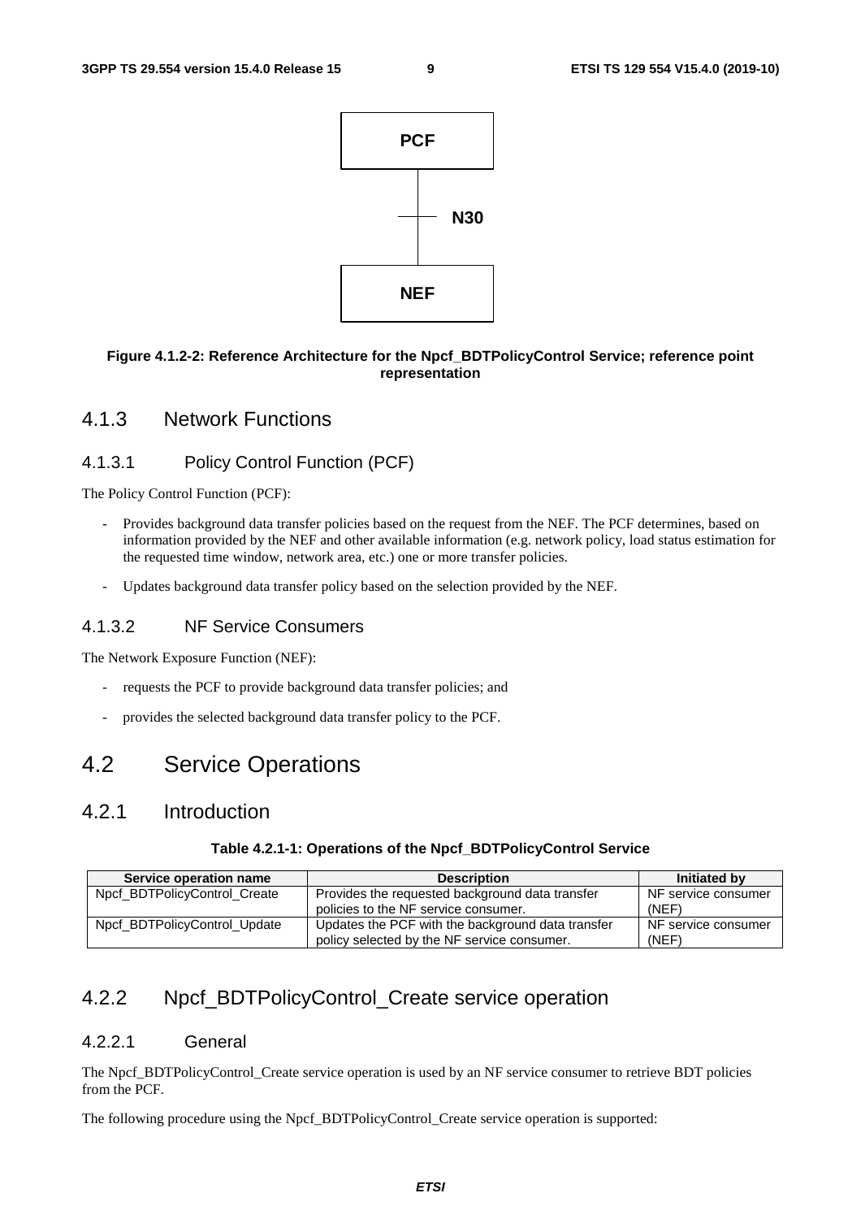PCF

N30

NEF

**Figure 4.1.2-2: Reference Architecture for the Npcf_BDTPolicyControl Service; reference point representation**

### 4.1.3 Network Functions

#### 4.1.3.1 Policy Control Function (PCF)

The Policy Control Function (PCF):

- Provides background data transfer policies based on the request from the NEF. The PCF determines, based on information provided by the NEF and other available information (e.g. network policy, load status estimation for the requested time window, network area, etc.) one or more transfer policies.
- Updates background data transfer policy based on the selection provided by the NEF.

#### 4.1.3.2 NF Service Consumers

The Network Exposure Function (NEF):

- requests the PCF to provide background data transfer policies; and
- provides the selected background data transfer policy to the PCF.

## 4.2 Service Operations

### 4.2.1 Introduction

**Table 4.2.1-1: Operations of the Npcf_BDTPolicyControl Service**

| Service operation name | Description | Initiated by |
| --- | --- | --- |
| Npcf_BDTPolicyControl_Create | Provides the requested background data transfer policies to the NF service consumer. | NF service consumer (NEF) |
| Npcf_BDTPolicyControl_Update | Updates the PCF with the background data transfer policy selected by the NF service consumer. | NF service consumer (NEF) |

### 4.2.2 Npcf_BDTPolicyControl_Create service operation

#### 4.2.2.1 General

The Npcf_BDTPolicyControl_Create service operation is used by an NF service consumer to retrieve BDT policies from the PCF.

The following procedure using the Npcf_BDTPolicyControl_Create service operation is supported: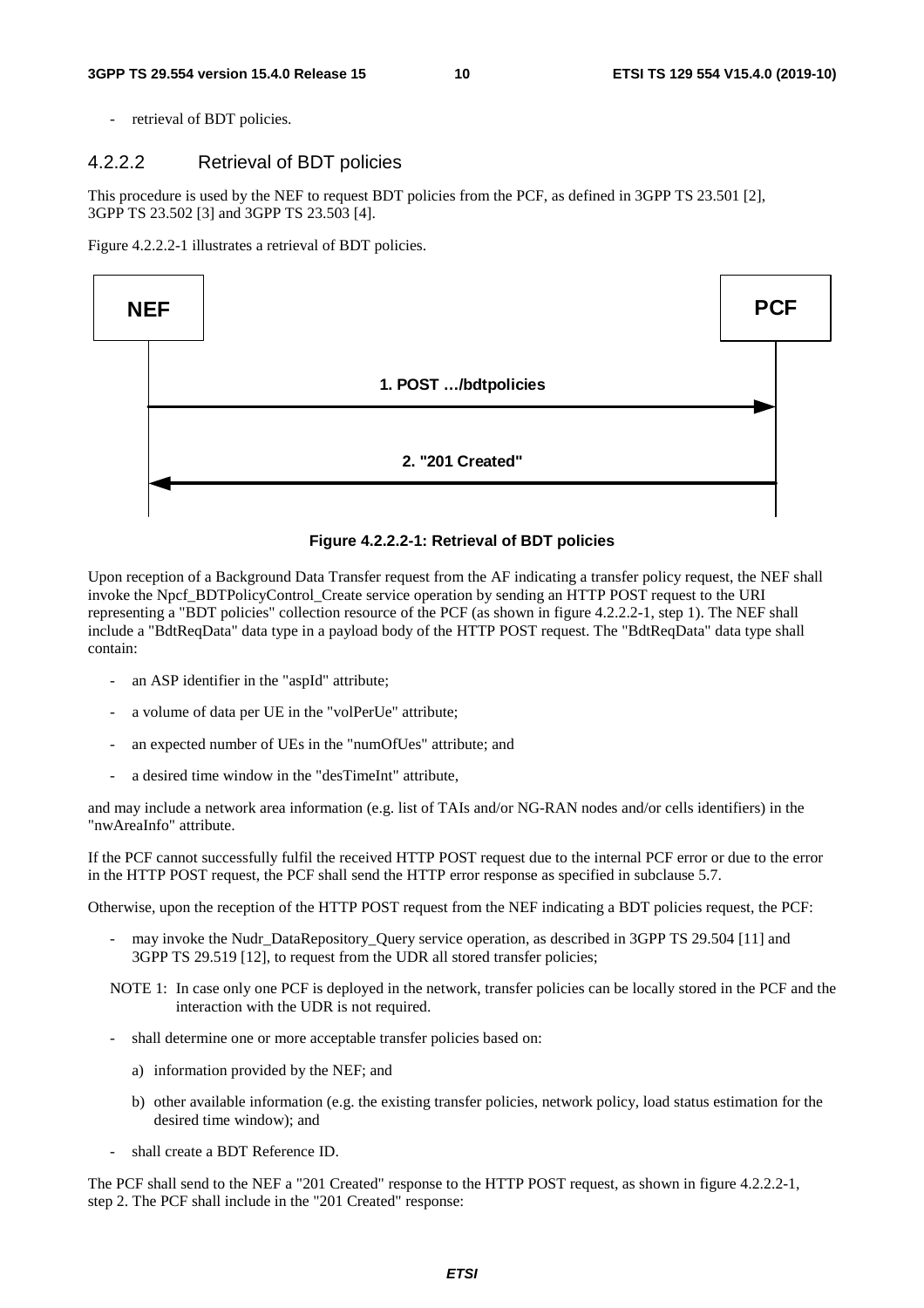- retrieval of BDT policies.

### 4.2.2.2 Retrieval of BDT policies

This procedure is used by the NEF to request BDT policies from the PCF, as defined in 3GPP TS 23.501 [2], 3GPP TS 23.502 [3] and 3GPP TS 23.503 [4].

Figure 4.2.2.2-1 illustrates a retrieval of BDT policies.

NEF → PCF: 1. POST …/bdtpolicies

PCF → NEF: 2. "201 Created"

**Figure 4.2.2.2-1: Retrieval of BDT policies**

Upon reception of a Background Data Transfer request from the AF indicating a transfer policy request, the NEF shall invoke the Npcf_BDTPolicyControl_Create service operation by sending an HTTP POST request to the URI representing a "BDT policies" collection resource of the PCF (as shown in figure 4.2.2.2-1, step 1). The NEF shall include a "BdtReqData" data type in a payload body of the HTTP POST request. The "BdtReqData" data type shall contain:

- an ASP identifier in the "aspId" attribute;
- a volume of data per UE in the "volPerUe" attribute;
- an expected number of UEs in the "numOfUes" attribute; and
- a desired time window in the "desTimeInt" attribute,

and may include a network area information (e.g. list of TAIs and/or NG-RAN nodes and/or cells identifiers) in the "nwAreaInfo" attribute.

If the PCF cannot successfully fulfil the received HTTP POST request due to the internal PCF error or due to the error in the HTTP POST request, the PCF shall send the HTTP error response as specified in subclause 5.7.

Otherwise, upon the reception of the HTTP POST request from the NEF indicating a BDT policies request, the PCF:

- may invoke the Nudr_DataRepository_Query service operation, as described in 3GPP TS 29.504 [11] and 3GPP TS 29.519 [12], to request from the UDR all stored transfer policies;

NOTE 1: In case only one PCF is deployed in the network, transfer policies can be locally stored in the PCF and the interaction with the UDR is not required.

- shall determine one or more acceptable transfer policies based on:
  a) information provided by the NEF; and
  b) other available information (e.g. the existing transfer policies, network policy, load status estimation for the desired time window); and
- shall create a BDT Reference ID.

The PCF shall send to the NEF a "201 Created" response to the HTTP POST request, as shown in figure 4.2.2.2-1, step 2. The PCF shall include in the "201 Created" response: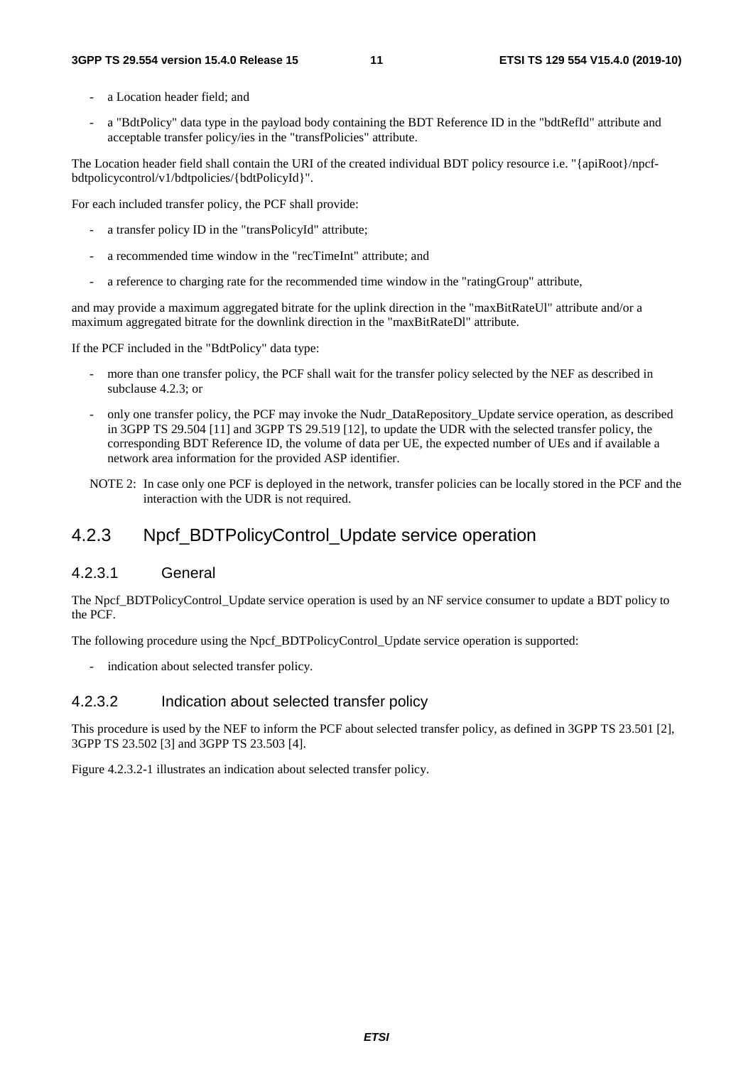- a Location header field; and
- a "BdtPolicy" data type in the payload body containing the BDT Reference ID in the "bdtRefId" attribute and acceptable transfer policy/ies in the "transfPolicies" attribute.

The Location header field shall contain the URI of the created individual BDT policy resource i.e. "{apiRoot}/npcf-bdtpolicycontrol/v1/bdtpolicies/{bdtPolicyId}".

For each included transfer policy, the PCF shall provide:

- a transfer policy ID in the "transPolicyId" attribute;
- a recommended time window in the "recTimeInt" attribute; and
- a reference to charging rate for the recommended time window in the "ratingGroup" attribute,

and may provide a maximum aggregated bitrate for the uplink direction in the "maxBitRateUl" attribute and/or a maximum aggregated bitrate for the downlink direction in the "maxBitRateDl" attribute.

If the PCF included in the "BdtPolicy" data type:

- more than one transfer policy, the PCF shall wait for the transfer policy selected by the NEF as described in subclause 4.2.3; or
- only one transfer policy, the PCF may invoke the Nudr_DataRepository_Update service operation, as described in 3GPP TS 29.504 [11] and 3GPP TS 29.519 [12], to update the UDR with the selected transfer policy, the corresponding BDT Reference ID, the volume of data per UE, the expected number of UEs and if available a network area information for the provided ASP identifier.

NOTE 2: In case only one PCF is deployed in the network, transfer policies can be locally stored in the PCF and the interaction with the UDR is not required.

### 4.2.3 Npcf_BDTPolicyControl_Update service operation

#### 4.2.3.1 General

The Npcf_BDTPolicyControl_Update service operation is used by an NF service consumer to update a BDT policy to the PCF.

The following procedure using the Npcf_BDTPolicyControl_Update service operation is supported:

- indication about selected transfer policy.

#### 4.2.3.2 Indication about selected transfer policy

This procedure is used by the NEF to inform the PCF about selected transfer policy, as defined in 3GPP TS 23.501 [2], 3GPP TS 23.502 [3] and 3GPP TS 23.503 [4].

Figure 4.2.3.2-1 illustrates an indication about selected transfer policy.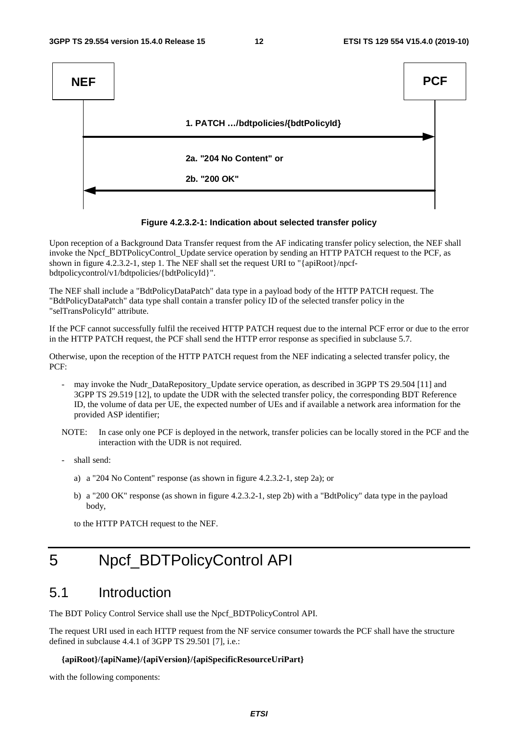NEF → PCF: 1. PATCH …/bdtpolicies/{bdtPolicyId}

PCF → NEF: 2a. "204 No Content" or 2b. "200 OK"

**Figure 4.2.3.2-1: Indication about selected transfer policy**

Upon reception of a Background Data Transfer request from the AF indicating transfer policy selection, the NEF shall invoke the Npcf_BDTPolicyControl_Update service operation by sending an HTTP PATCH request to the PCF, as shown in figure 4.2.3.2-1, step 1. The NEF shall set the request URI to "{apiRoot}/npcf-bdtpolicycontrol/v1/bdtpolicies/{bdtPolicyId}".

The NEF shall include a "BdtPolicyDataPatch" data type in a payload body of the HTTP PATCH request. The "BdtPolicyDataPatch" data type shall contain a transfer policy ID of the selected transfer policy in the "selTransPolicyId" attribute.

If the PCF cannot successfully fulfil the received HTTP PATCH request due to the internal PCF error or due to the error in the HTTP PATCH request, the PCF shall send the HTTP error response as specified in subclause 5.7.

Otherwise, upon the reception of the HTTP PATCH request from the NEF indicating a selected transfer policy, the PCF:

- may invoke the Nudr_DataRepository_Update service operation, as described in 3GPP TS 29.504 [11] and 3GPP TS 29.519 [12], to update the UDR with the selected transfer policy, the corresponding BDT Reference ID, the volume of data per UE, the expected number of UEs and if available a network area information for the provided ASP identifier;

NOTE: In case only one PCF is deployed in the network, transfer policies can be locally stored in the PCF and the interaction with the UDR is not required.

- shall send:
  - a) a "204 No Content" response (as shown in figure 4.2.3.2-1, step 2a); or
  - b) a "200 OK" response (as shown in figure 4.2.3.2-1, step 2b) with a "BdtPolicy" data type in the payload body,

  to the HTTP PATCH request to the NEF.

# 5 Npcf_BDTPolicyControl API

## 5.1 Introduction

The BDT Policy Control Service shall use the Npcf_BDTPolicyControl API.

The request URI used in each HTTP request from the NF service consumer towards the PCF shall have the structure defined in subclause 4.4.1 of 3GPP TS 29.501 [7], i.e.:

**{apiRoot}/{apiName}/{apiVersion}/{apiSpecificResourceUriPart}**

with the following components: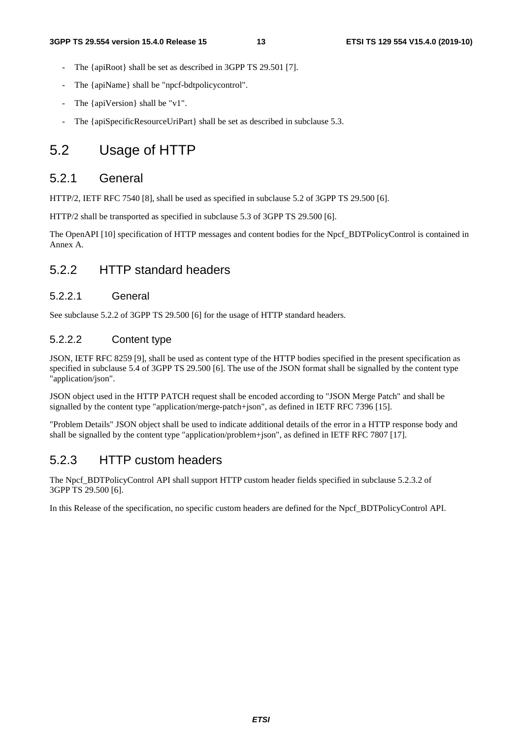- The {apiRoot} shall be set as described in 3GPP TS 29.501 [7].
- The {apiName} shall be "npcf-bdtpolicycontrol".
- The {apiVersion} shall be "v1".
- The {apiSpecificResourceUriPart} shall be set as described in subclause 5.3.

# 5.2 Usage of HTTP

## 5.2.1 General

HTTP/2, IETF RFC 7540 [8], shall be used as specified in subclause 5.2 of 3GPP TS 29.500 [6].

HTTP/2 shall be transported as specified in subclause 5.3 of 3GPP TS 29.500 [6].

The OpenAPI [10] specification of HTTP messages and content bodies for the Npcf_BDTPolicyControl is contained in Annex A.

## 5.2.2 HTTP standard headers

### 5.2.2.1 General

See subclause 5.2.2 of 3GPP TS 29.500 [6] for the usage of HTTP standard headers.

### 5.2.2.2 Content type

JSON, IETF RFC 8259 [9], shall be used as content type of the HTTP bodies specified in the present specification as specified in subclause 5.4 of 3GPP TS 29.500 [6]. The use of the JSON format shall be signalled by the content type "application/json".

JSON object used in the HTTP PATCH request shall be encoded according to "JSON Merge Patch" and shall be signalled by the content type "application/merge-patch+json", as defined in IETF RFC 7396 [15].

"Problem Details" JSON object shall be used to indicate additional details of the error in a HTTP response body and shall be signalled by the content type "application/problem+json", as defined in IETF RFC 7807 [17].

## 5.2.3 HTTP custom headers

The Npcf_BDTPolicyControl API shall support HTTP custom header fields specified in subclause 5.2.3.2 of 3GPP TS 29.500 [6].

In this Release of the specification, no specific custom headers are defined for the Npcf_BDTPolicyControl API.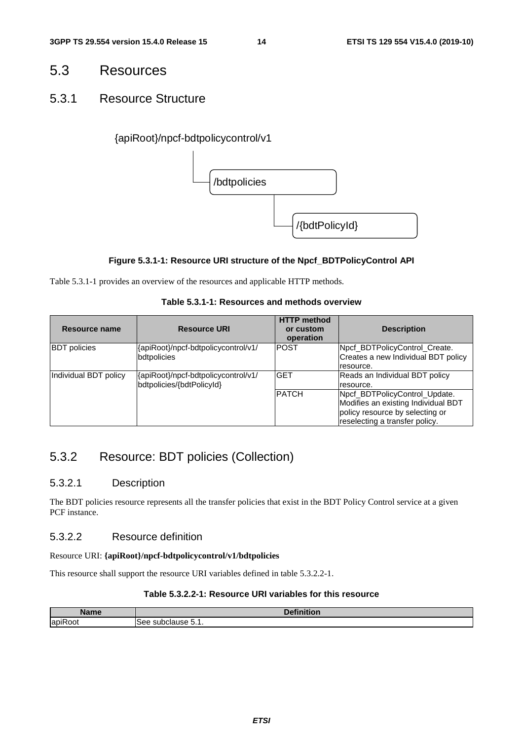## 5.3 Resources

### 5.3.1 Resource Structure

{apiRoot}/npcf-bdtpolicycontrol/v1

/bdtpolicies

/{bdtPolicyId}

**Figure 5.3.1-1: Resource URI structure of the Npcf_BDTPolicyControl API**

Table 5.3.1-1 provides an overview of the resources and applicable HTTP methods.

**Table 5.3.1-1: Resources and methods overview**

| Resource name | Resource URI | HTTP method or custom operation | Description |
|---|---|---|---|
| BDT policies | {apiRoot}/npcf-bdtpolicycontrol/v1/bdtpolicies | POST | Npcf_BDTPolicyControl_Create. Creates a new Individual BDT policy resource. |
| Individual BDT policy | {apiRoot}/npcf-bdtpolicycontrol/v1/bdtpolicies/{bdtPolicyId} | GET | Reads an Individual BDT policy resource. |
| | | PATCH | Npcf_BDTPolicyControl_Update. Modifies an existing Individual BDT policy resource by selecting or reselecting a transfer policy. |

### 5.3.2 Resource: BDT policies (Collection)

#### 5.3.2.1 Description

The BDT policies resource represents all the transfer policies that exist in the BDT Policy Control service at a given PCF instance.

#### 5.3.2.2 Resource definition

Resource URI: **{apiRoot}/npcf-bdtpolicycontrol/v1/bdtpolicies**

This resource shall support the resource URI variables defined in table 5.3.2.2-1.

**Table 5.3.2.2-1: Resource URI variables for this resource**

| Name | Definition |
|---|---|
| apiRoot | See subclause 5.1. |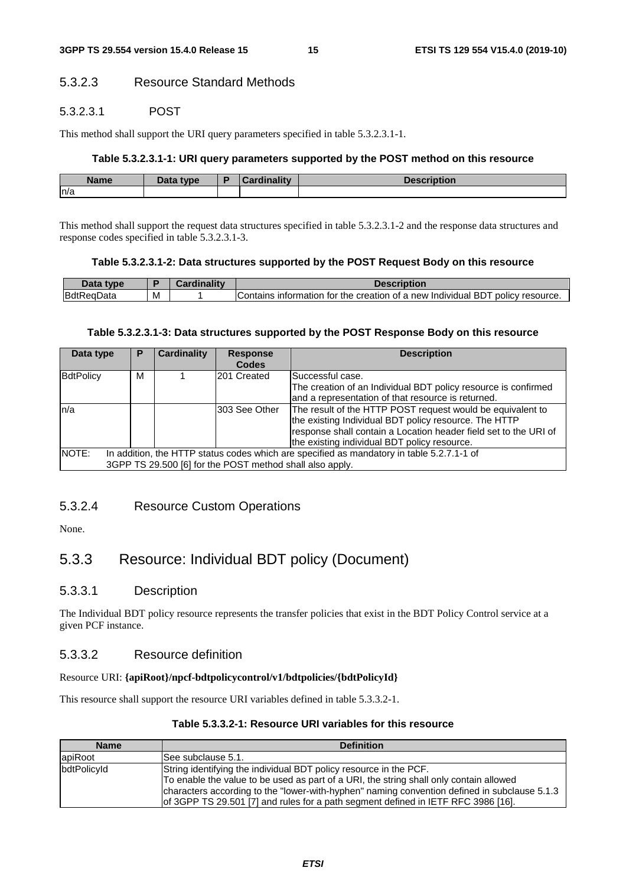#### 5.3.2.3 Resource Standard Methods

##### 5.3.2.3.1 POST

This method shall support the URI query parameters specified in table 5.3.2.3.1-1.

**Table 5.3.2.3.1-1: URI query parameters supported by the POST method on this resource**

| Name | Data type | P | Cardinality | Description |
|---|---|---|---|---|
| n/a | | | | |

This method shall support the request data structures specified in table 5.3.2.3.1-2 and the response data structures and response codes specified in table 5.3.2.3.1-3.

**Table 5.3.2.3.1-2: Data structures supported by the POST Request Body on this resource**

| Data type | P | Cardinality | Description |
|---|---|---|---|
| BdtReqData | M | 1 | Contains information for the creation of a new Individual BDT policy resource. |

**Table 5.3.2.3.1-3: Data structures supported by the POST Response Body on this resource**

| Data type | P | Cardinality | Response Codes | Description |
|---|---|---|---|---|
| BdtPolicy | M | 1 | 201 Created | Successful case.<br>The creation of an Individual BDT policy resource is confirmed and a representation of that resource is returned. |
| n/a | | | 303 See Other | The result of the HTTP POST request would be equivalent to the existing Individual BDT policy resource. The HTTP response shall contain a Location header field set to the URI of the existing individual BDT policy resource. |
| NOTE: In addition, the HTTP status codes which are specified as mandatory in table 5.2.7.1-1 of 3GPP TS 29.500 [6] for the POST method shall also apply. | | | | |

#### 5.3.2.4 Resource Custom Operations

None.

### 5.3.3 Resource: Individual BDT policy (Document)

#### 5.3.3.1 Description

The Individual BDT policy resource represents the transfer policies that exist in the BDT Policy Control service at a given PCF instance.

#### 5.3.3.2 Resource definition

Resource URI: **{apiRoot}/npcf-bdtpolicycontrol/v1/bdtpolicies/{bdtPolicyId}**

This resource shall support the resource URI variables defined in table 5.3.3.2-1.

**Table 5.3.3.2-1: Resource URI variables for this resource**

| Name | Definition |
|---|---|
| apiRoot | See subclause 5.1. |
| bdtPolicyId | String identifying the individual BDT policy resource in the PCF.<br>To enable the value to be used as part of a URI, the string shall only contain allowed characters according to the "lower-with-hyphen" naming convention defined in subclause 5.1.3 of 3GPP TS 29.501 [7] and rules for a path segment defined in IETF RFC 3986 [16]. |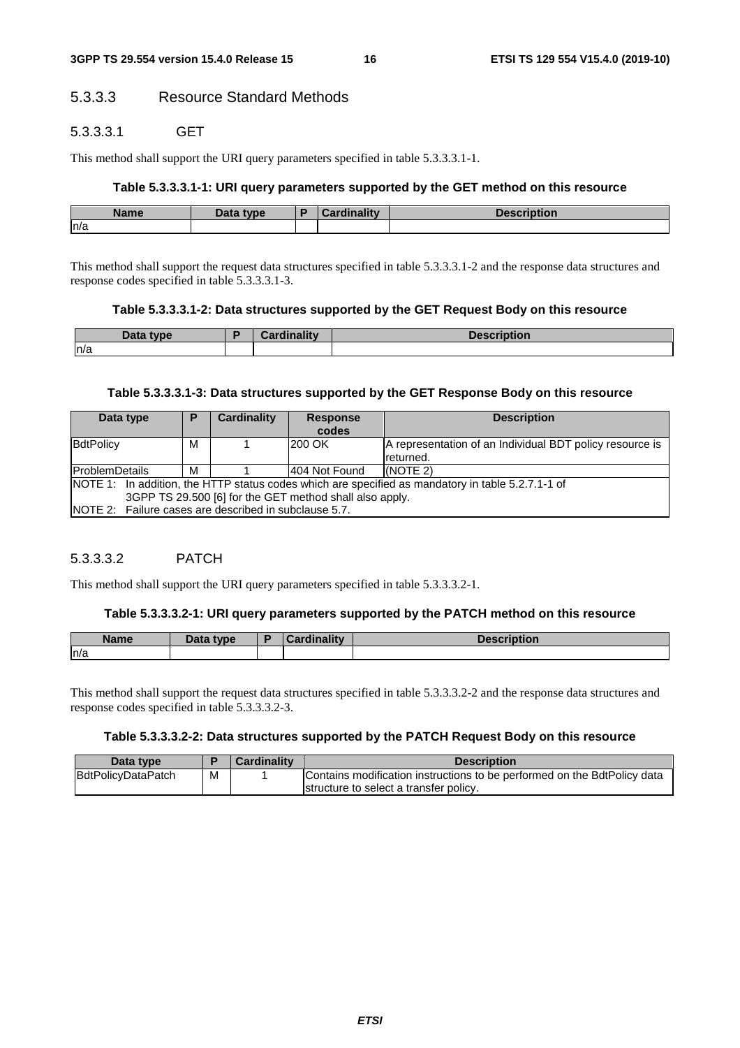#### 5.3.3 Resource Standard Methods

##### 5.3.3.3.1 GET

This method shall support the URI query parameters specified in table 5.3.3.3.1-1.

**Table 5.3.3.3.1-1: URI query parameters supported by the GET method on this resource**

| Name | Data type | P | Cardinality | Description |
|---|---|---|---|---|
| n/a | | | | |

This method shall support the request data structures specified in table 5.3.3.3.1-2 and the response data structures and response codes specified in table 5.3.3.3.1-3.

**Table 5.3.3.3.1-2: Data structures supported by the GET Request Body on this resource**

| Data type | P | Cardinality | Description |
|---|---|---|---|
| n/a | | | |

**Table 5.3.3.3.1-3: Data structures supported by the GET Response Body on this resource**

| Data type | P | Cardinality | Response codes | Description |
|---|---|---|---|---|
| BdtPolicy | M | 1 | 200 OK | A representation of an Individual BDT policy resource is returned. |
| ProblemDetails | M | 1 | 404 Not Found | (NOTE 2) |
| NOTE 1: In addition, the HTTP status codes which are specified as mandatory in table 5.2.7.1-1 of 3GPP TS 29.500 [6] for the GET method shall also apply.<br>NOTE 2: Failure cases are described in subclause 5.7. | | | | |

##### 5.3.3.3.2 PATCH

This method shall support the URI query parameters specified in table 5.3.3.3.2-1.

**Table 5.3.3.3.2-1: URI query parameters supported by the PATCH method on this resource**

| Name | Data type | P | Cardinality | Description |
|---|---|---|---|---|
| n/a | | | | |

This method shall support the request data structures specified in table 5.3.3.3.2-2 and the response data structures and response codes specified in table 5.3.3.3.2-3.

**Table 5.3.3.3.2-2: Data structures supported by the PATCH Request Body on this resource**

| Data type | P | Cardinality | Description |
|---|---|---|---|
| BdtPolicyDataPatch | M | 1 | Contains modification instructions to be performed on the BdtPolicy data structure to select a transfer policy. |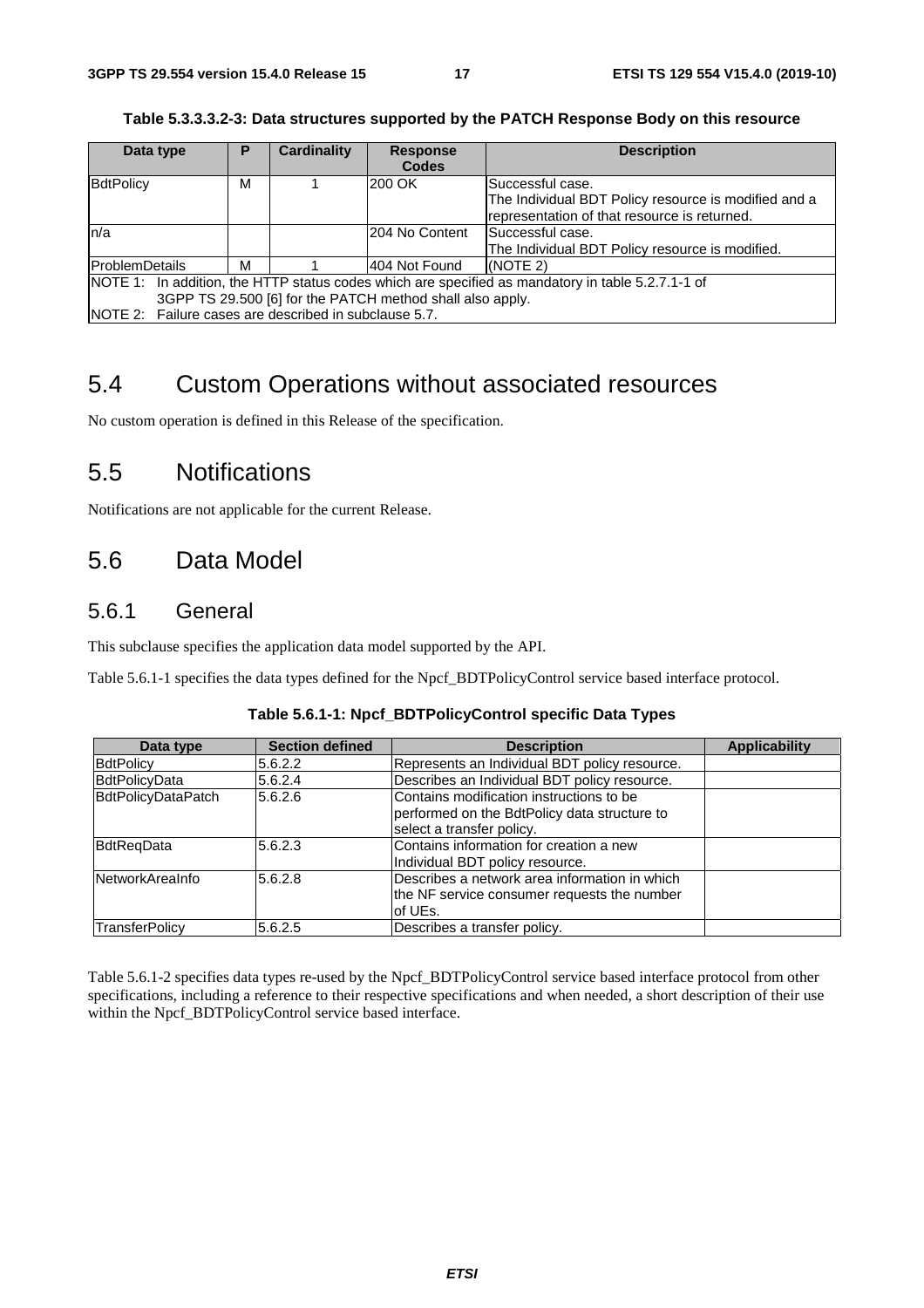**Table 5.3.3.3.2-3: Data structures supported by the PATCH Response Body on this resource**

| Data type | P | Cardinality | Response Codes | Description |
|---|---|---|---|---|
| BdtPolicy | M | 1 | 200 OK | Successful case.<br>The Individual BDT Policy resource is modified and a representation of that resource is returned. |
| n/a | | | 204 No Content | Successful case.<br>The Individual BDT Policy resource is modified. |
| ProblemDetails | M | 1 | 404 Not Found | (NOTE 2) |
| NOTE 1: In addition, the HTTP status codes which are specified as mandatory in table 5.2.7.1-1 of 3GPP TS 29.500 [6] for the PATCH method shall also apply.<br>NOTE 2: Failure cases are described in subclause 5.7. | | | | |

## 5.4 Custom Operations without associated resources

No custom operation is defined in this Release of the specification.

## 5.5 Notifications

Notifications are not applicable for the current Release.

## 5.6 Data Model

### 5.6.1 General

This subclause specifies the application data model supported by the API.

Table 5.6.1-1 specifies the data types defined for the Npcf_BDTPolicyControl service based interface protocol.

**Table 5.6.1-1: Npcf_BDTPolicyControl specific Data Types**

| Data type | Section defined | Description | Applicability |
|---|---|---|---|
| BdtPolicy | 5.6.2.2 | Represents an Individual BDT policy resource. | |
| BdtPolicyData | 5.6.2.4 | Describes an Individual BDT policy resource. | |
| BdtPolicyDataPatch | 5.6.2.6 | Contains modification instructions to be performed on the BdtPolicy data structure to select a transfer policy. | |
| BdtReqData | 5.6.2.3 | Contains information for creation a new Individual BDT policy resource. | |
| NetworkAreaInfo | 5.6.2.8 | Describes a network area information in which the NF service consumer requests the number of UEs. | |
| TransferPolicy | 5.6.2.5 | Describes a transfer policy. | |

Table 5.6.1-2 specifies data types re-used by the Npcf_BDTPolicyControl service based interface protocol from other specifications, including a reference to their respective specifications and when needed, a short description of their use within the Npcf_BDTPolicyControl service based interface.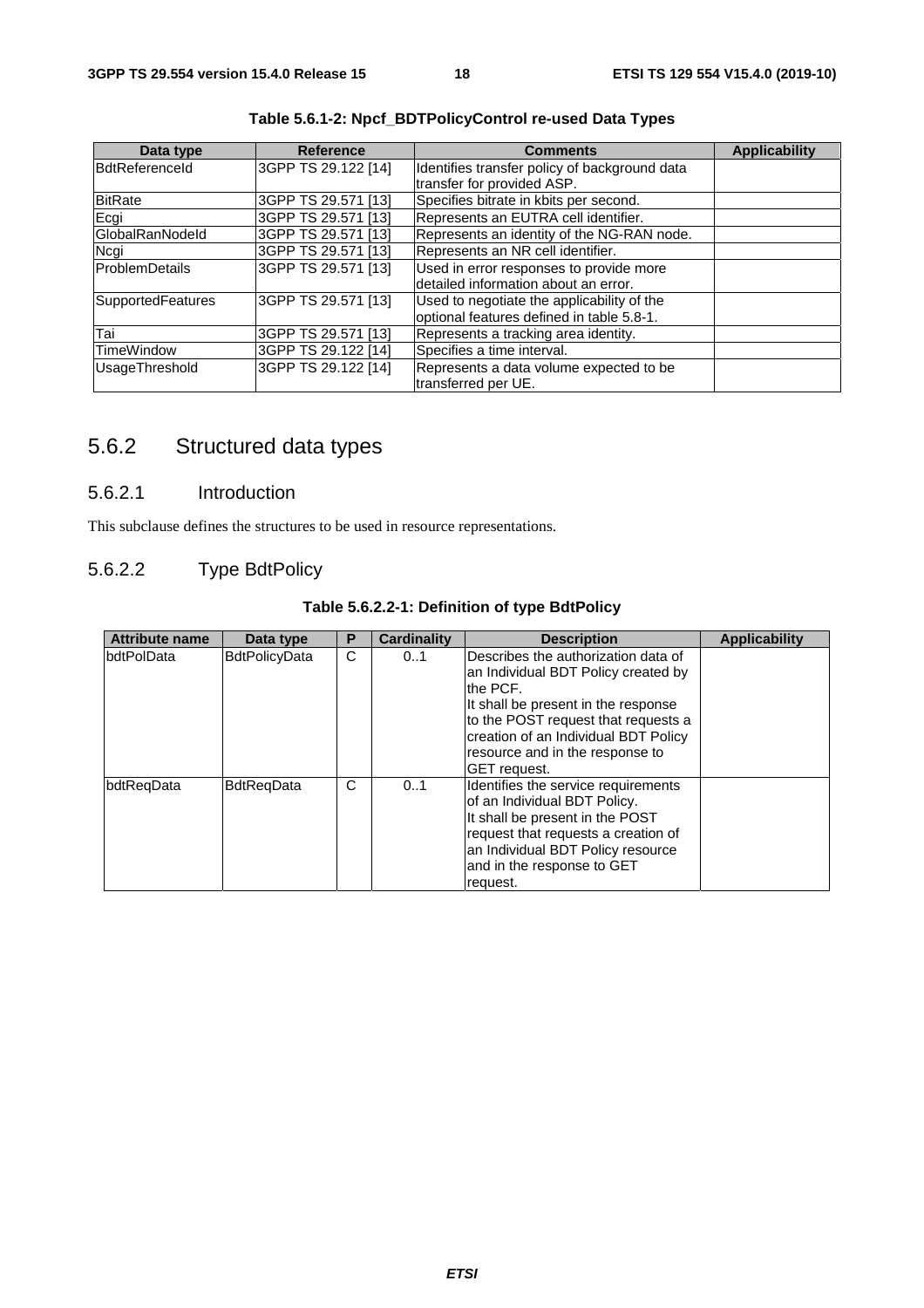**Table 5.6.1-2: Npcf_BDTPolicyControl re-used Data Types**

| Data type | Reference | Comments | Applicability |
| --- | --- | --- | --- |
| BdtReferenceId | 3GPP TS 29.122 [14] | Identifies transfer policy of background data transfer for provided ASP. | |
| BitRate | 3GPP TS 29.571 [13] | Specifies bitrate in kbits per second. | |
| Ecgi | 3GPP TS 29.571 [13] | Represents an EUTRA cell identifier. | |
| GlobalRanNodeId | 3GPP TS 29.571 [13] | Represents an identity of the NG-RAN node. | |
| Ncgi | 3GPP TS 29.571 [13] | Represents an NR cell identifier. | |
| ProblemDetails | 3GPP TS 29.571 [13] | Used in error responses to provide more detailed information about an error. | |
| SupportedFeatures | 3GPP TS 29.571 [13] | Used to negotiate the applicability of the optional features defined in table 5.8-1. | |
| Tai | 3GPP TS 29.571 [13] | Represents a tracking area identity. | |
| TimeWindow | 3GPP TS 29.122 [14] | Specifies a time interval. | |
| UsageThreshold | 3GPP TS 29.122 [14] | Represents a data volume expected to be transferred per UE. | |

## 5.6.2 Structured data types

### 5.6.2.1 Introduction

This subclause defines the structures to be used in resource representations.

### 5.6.2.2 Type BdtPolicy

**Table 5.6.2.2-1: Definition of type BdtPolicy**

| Attribute name | Data type | P | Cardinality | Description | Applicability |
| --- | --- | --- | --- | --- | --- |
| bdtPolData | BdtPolicyData | C | 0..1 | Describes the authorization data of an Individual BDT Policy created by the PCF.<br>It shall be present in the response to the POST request that requests a creation of an Individual BDT Policy resource and in the response to GET request. | |
| bdtReqData | BdtReqData | C | 0..1 | Identifies the service requirements of an Individual BDT Policy.<br>It shall be present in the POST request that requests a creation of an Individual BDT Policy resource and in the response to GET request. | |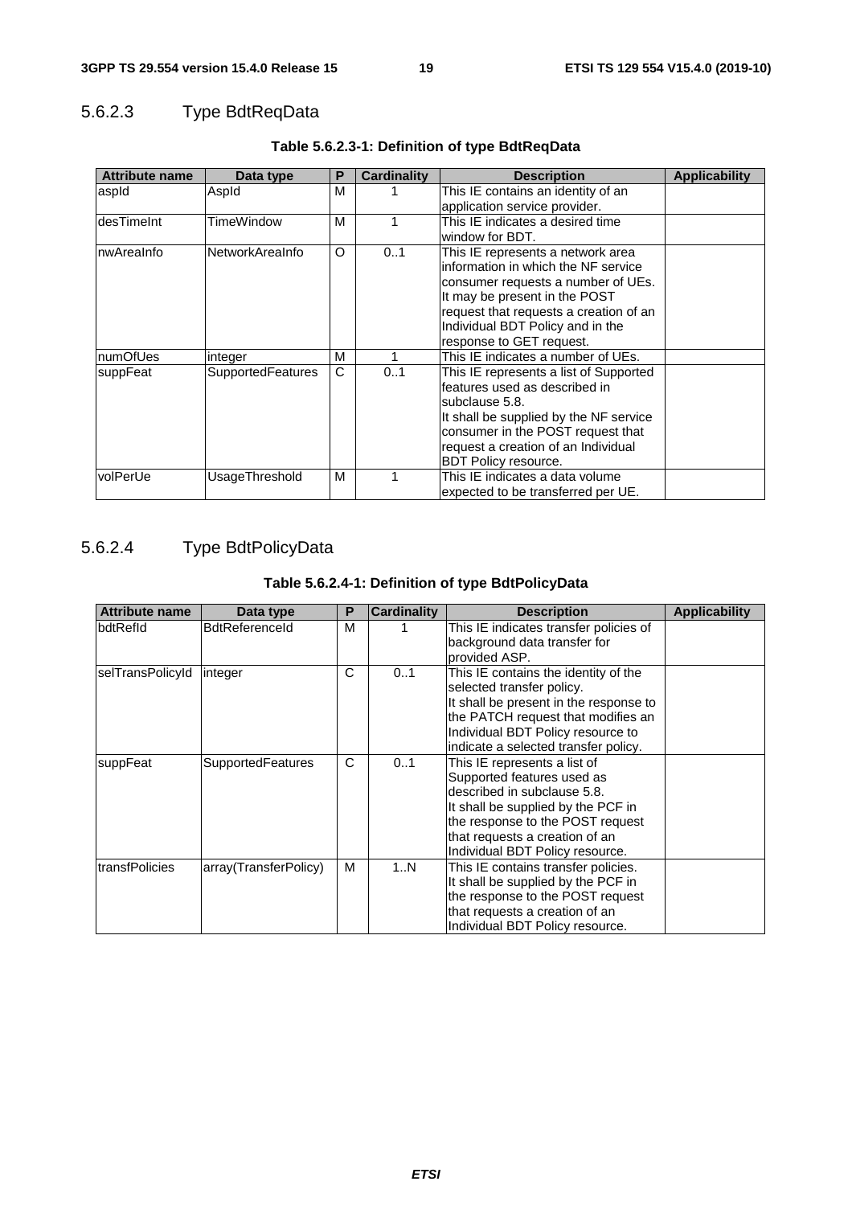### 5.6.2.3 Type BdtReqData

**Table 5.6.2.3-1: Definition of type BdtReqData**

| Attribute name | Data type | P | Cardinality | Description | Applicability |
|---|---|---|---|---|---|
| aspId | AspId | M | 1 | This IE contains an identity of an application service provider. | |
| desTimeInt | TimeWindow | M | 1 | This IE indicates a desired time window for BDT. | |
| nwAreaInfo | NetworkAreaInfo | O | 0..1 | This IE represents a network area information in which the NF service consumer requests a number of UEs. It may be present in the POST request that requests a creation of an Individual BDT Policy and in the response to GET request. | |
| numOfUes | integer | M | 1 | This IE indicates a number of UEs. | |
| suppFeat | SupportedFeatures | C | 0..1 | This IE represents a list of Supported features used as described in subclause 5.8. It shall be supplied by the NF service consumer in the POST request that request a creation of an Individual BDT Policy resource. | |
| volPerUe | UsageThreshold | M | 1 | This IE indicates a data volume expected to be transferred per UE. | |

### 5.6.2.4 Type BdtPolicyData

**Table 5.6.2.4-1: Definition of type BdtPolicyData**

| Attribute name | Data type | P | Cardinality | Description | Applicability |
|---|---|---|---|---|---|
| bdtRefId | BdtReferenceId | M | 1 | This IE indicates transfer policies of background data transfer for provided ASP. | |
| selTransPolicyId | integer | C | 0..1 | This IE contains the identity of the selected transfer policy. It shall be present in the response to the PATCH request that modifies an Individual BDT Policy resource to indicate a selected transfer policy. | |
| suppFeat | SupportedFeatures | C | 0..1 | This IE represents a list of Supported features used as described in subclause 5.8. It shall be supplied by the PCF in the response to the POST request that requests a creation of an Individual BDT Policy resource. | |
| transfPolicies | array(TransferPolicy) | M | 1..N | This IE contains transfer policies. It shall be supplied by the PCF in the response to the POST request that requests a creation of an Individual BDT Policy resource. | |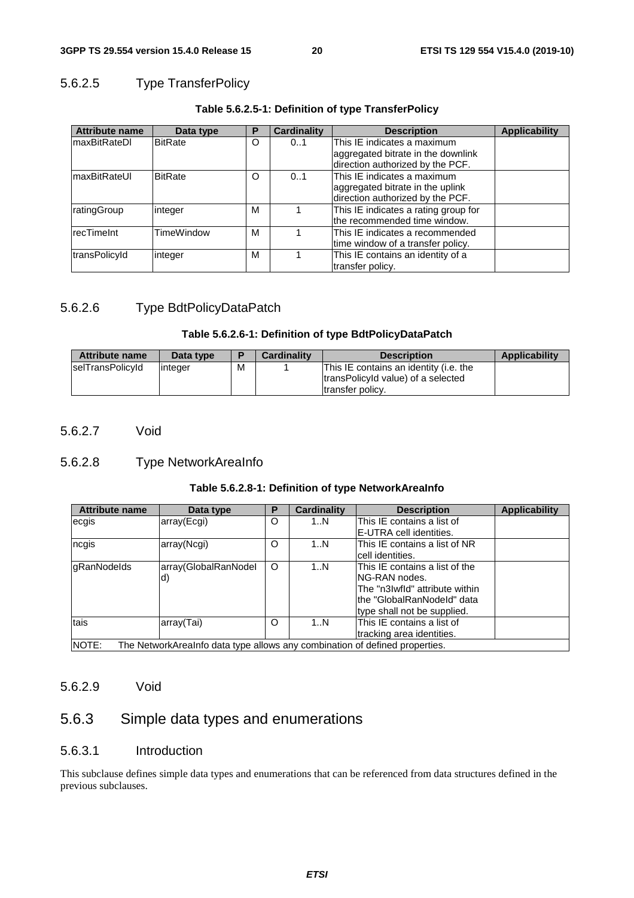### 5.6.2.5 Type TransferPolicy

**Table 5.6.2.5-1: Definition of type TransferPolicy**

| Attribute name | Data type | P | Cardinality | Description | Applicability |
|---|---|---|---|---|---|
| maxBitRateDl | BitRate | O | 0..1 | This IE indicates a maximum aggregated bitrate in the downlink direction authorized by the PCF. | |
| maxBitRateUl | BitRate | O | 0..1 | This IE indicates a maximum aggregated bitrate in the uplink direction authorized by the PCF. | |
| ratingGroup | integer | M | 1 | This IE indicates a rating group for the recommended time window. | |
| recTimeInt | TimeWindow | M | 1 | This IE indicates a recommended time window of a transfer policy. | |
| transPolicyId | integer | M | 1 | This IE contains an identity of a transfer policy. | |

### 5.6.2.6 Type BdtPolicyDataPatch

**Table 5.6.2.6-1: Definition of type BdtPolicyDataPatch**

| Attribute name | Data type | P | Cardinality | Description | Applicability |
|---|---|---|---|---|---|
| selTransPolicyId | integer | M | 1 | This IE contains an identity (i.e. the transPolicyId value) of a selected transfer policy. | |

### 5.6.2.7 Void

### 5.6.2.8 Type NetworkAreaInfo

**Table 5.6.2.8-1: Definition of type NetworkAreaInfo**

| Attribute name | Data type | P | Cardinality | Description | Applicability |
|---|---|---|---|---|---|
| ecgis | array(Ecgi) | O | 1..N | This IE contains a list of E-UTRA cell identities. | |
| ncgis | array(Ncgi) | O | 1..N | This IE contains a list of NR cell identities. | |
| gRanNodeIds | array(GlobalRanNodeId) | O | 1..N | This IE contains a list of the NG-RAN nodes. The "n3IwfId" attribute within the "GlobalRanNodeId" data type shall not be supplied. | |
| tais | array(Tai) | O | 1..N | This IE contains a list of tracking area identities. | |
| NOTE: The NetworkAreaInfo data type allows any combination of defined properties. | | | | | |

### 5.6.2.9 Void

## 5.6.3 Simple data types and enumerations

### 5.6.3.1 Introduction

This subclause defines simple data types and enumerations that can be referenced from data structures defined in the previous subclauses.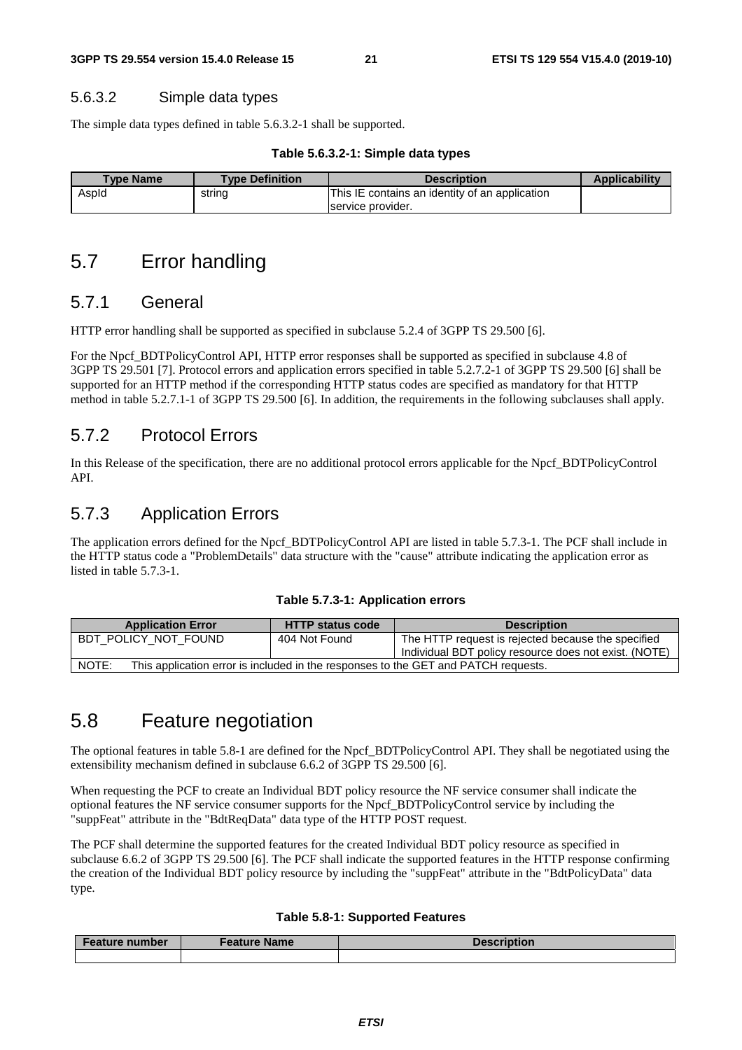#### 5.6.3.2 Simple data types

The simple data types defined in table 5.6.3.2-1 shall be supported.

**Table 5.6.3.2-1: Simple data types**

| Type Name | Type Definition | Description | Applicability |
|---|---|---|---|
| AspId | string | This IE contains an identity of an application service provider. | |

## 5.7 Error handling

### 5.7.1 General

HTTP error handling shall be supported as specified in subclause 5.2.4 of 3GPP TS 29.500 [6].

For the Npcf_BDTPolicyControl API, HTTP error responses shall be supported as specified in subclause 4.8 of 3GPP TS 29.501 [7]. Protocol errors and application errors specified in table 5.2.7.2-1 of 3GPP TS 29.500 [6] shall be supported for an HTTP method if the corresponding HTTP status codes are specified as mandatory for that HTTP method in table 5.2.7.1-1 of 3GPP TS 29.500 [6]. In addition, the requirements in the following subclauses shall apply.

### 5.7.2 Protocol Errors

In this Release of the specification, there are no additional protocol errors applicable for the Npcf_BDTPolicyControl API.

### 5.7.3 Application Errors

The application errors defined for the Npcf_BDTPolicyControl API are listed in table 5.7.3-1. The PCF shall include in the HTTP status code a "ProblemDetails" data structure with the "cause" attribute indicating the application error as listed in table 5.7.3-1.

**Table 5.7.3-1: Application errors**

| Application Error | HTTP status code | Description |
|---|---|---|
| BDT_POLICY_NOT_FOUND | 404 Not Found | The HTTP request is rejected because the specified Individual BDT policy resource does not exist. (NOTE) |
| NOTE: This application error is included in the responses to the GET and PATCH requests. | | |

## 5.8 Feature negotiation

The optional features in table 5.8-1 are defined for the Npcf_BDTPolicyControl API. They shall be negotiated using the extensibility mechanism defined in subclause 6.6.2 of 3GPP TS 29.500 [6].

When requesting the PCF to create an Individual BDT policy resource the NF service consumer shall indicate the optional features the NF service consumer supports for the Npcf_BDTPolicyControl service by including the "suppFeat" attribute in the "BdtReqData" data type of the HTTP POST request.

The PCF shall determine the supported features for the created Individual BDT policy resource as specified in subclause 6.6.2 of 3GPP TS 29.500 [6]. The PCF shall indicate the supported features in the HTTP response confirming the creation of the Individual BDT policy resource by including the "suppFeat" attribute in the "BdtPolicyData" data type.

**Table 5.8-1: Supported Features**

| Feature number | Feature Name | Description |
|---|---|---|
| | | |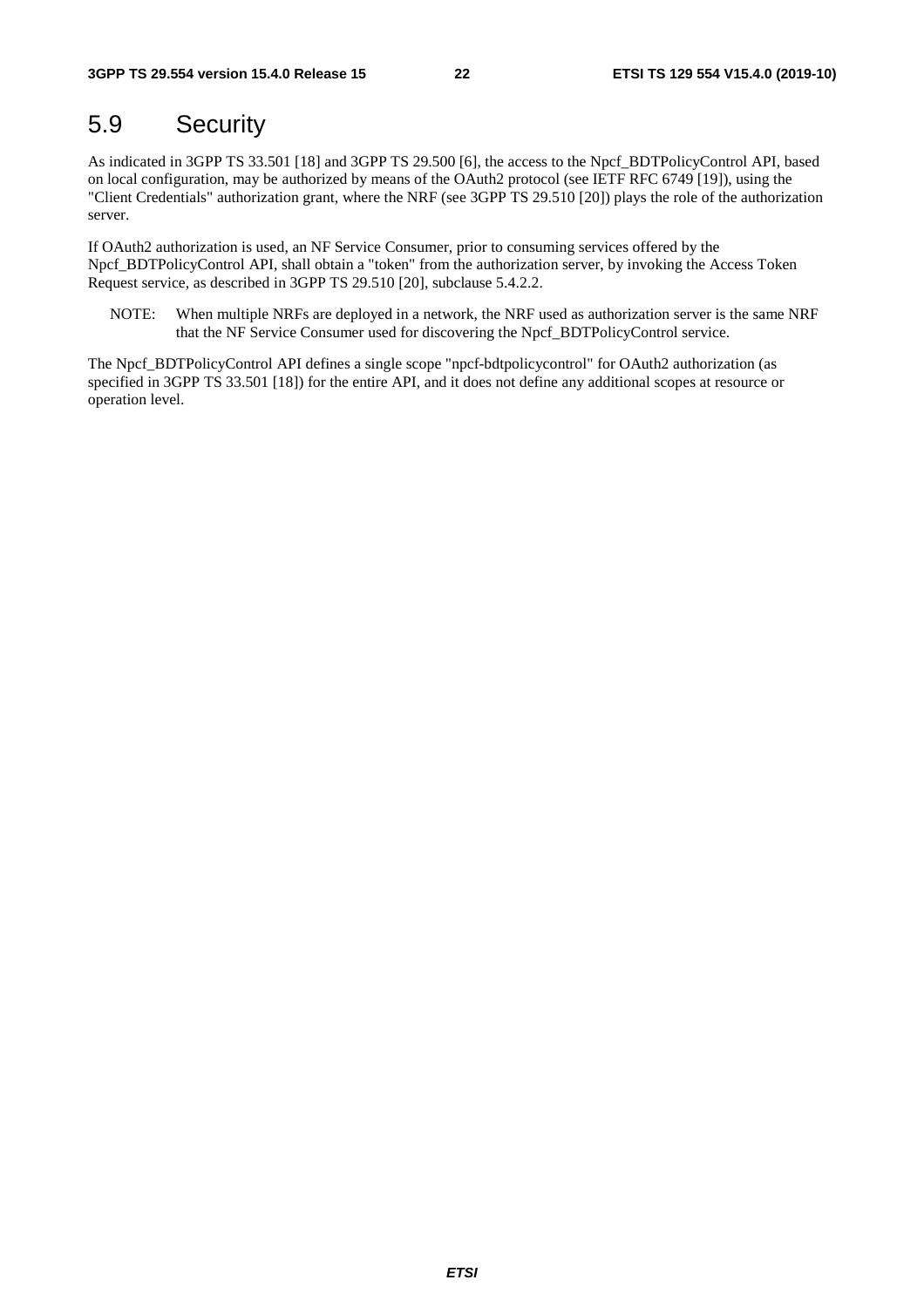## 5.9 Security

As indicated in 3GPP TS 33.501 [18] and 3GPP TS 29.500 [6], the access to the Npcf_BDTPolicyControl API, based on local configuration, may be authorized by means of the OAuth2 protocol (see IETF RFC 6749 [19]), using the "Client Credentials" authorization grant, where the NRF (see 3GPP TS 29.510 [20]) plays the role of the authorization server.

If OAuth2 authorization is used, an NF Service Consumer, prior to consuming services offered by the Npcf_BDTPolicyControl API, shall obtain a "token" from the authorization server, by invoking the Access Token Request service, as described in 3GPP TS 29.510 [20], subclause 5.4.2.2.

NOTE: When multiple NRFs are deployed in a network, the NRF used as authorization server is the same NRF that the NF Service Consumer used for discovering the Npcf_BDTPolicyControl service.

The Npcf_BDTPolicyControl API defines a single scope "npcf-bdtpolicycontrol" for OAuth2 authorization (as specified in 3GPP TS 33.501 [18]) for the entire API, and it does not define any additional scopes at resource or operation level.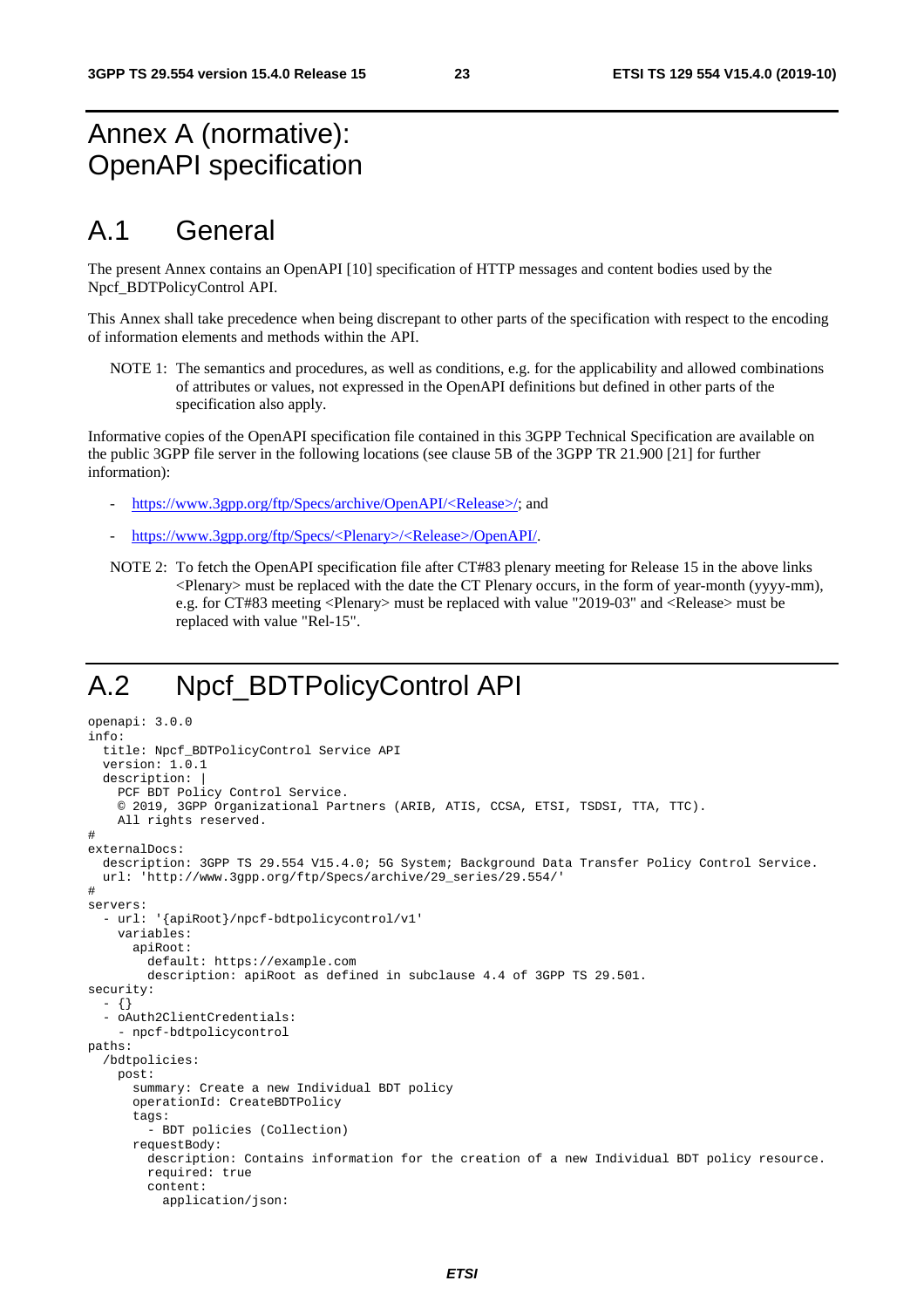# Annex A (normative): OpenAPI specification

## A.1 General

The present Annex contains an OpenAPI [10] specification of HTTP messages and content bodies used by the Npcf_BDTPolicyControl API.

This Annex shall take precedence when being discrepant to other parts of the specification with respect to the encoding of information elements and methods within the API.

NOTE 1: The semantics and procedures, as well as conditions, e.g. for the applicability and allowed combinations of attributes or values, not expressed in the OpenAPI definitions but defined in other parts of the specification also apply.

Informative copies of the OpenAPI specification file contained in this 3GPP Technical Specification are available on the public 3GPP file server in the following locations (see clause 5B of the 3GPP TR 21.900 [21] for further information):

- https://www.3gpp.org/ftp/Specs/archive/OpenAPI/<Release>/; and
- https://www.3gpp.org/ftp/Specs/<Plenary>/<Release>/OpenAPI/.

NOTE 2: To fetch the OpenAPI specification file after CT#83 plenary meeting for Release 15 in the above links <Plenary> must be replaced with the date the CT Plenary occurs, in the form of year-month (yyyy-mm), e.g. for CT#83 meeting <Plenary> must be replaced with value "2019-03" and <Release> must be replaced with value "Rel-15".

## A.2 Npcf_BDTPolicyControl API

```
openapi: 3.0.0
info:
  title: Npcf_BDTPolicyControl Service API
  version: 1.0.1
  description: |
    PCF BDT Policy Control Service.
    © 2019, 3GPP Organizational Partners (ARIB, ATIS, CCSA, ETSI, TSDSI, TTA, TTC).
    All rights reserved.
#
externalDocs:
  description: 3GPP TS 29.554 V15.4.0; 5G System; Background Data Transfer Policy Control Service.
  url: 'http://www.3gpp.org/ftp/Specs/archive/29_series/29.554/'
#
servers:
  - url: '{apiRoot}/npcf-bdtpolicycontrol/v1'
    variables:
      apiRoot:
        default: https://example.com
        description: apiRoot as defined in subclause 4.4 of 3GPP TS 29.501.
security:
  - {}
  - oAuth2ClientCredentials:
    - npcf-bdtpolicycontrol
paths:
  /bdtpolicies:
    post:
      summary: Create a new Individual BDT policy
      operationId: CreateBDTPolicy
      tags:
        - BDT policies (Collection)
      requestBody:
        description: Contains information for the creation of a new Individual BDT policy resource.
        required: true
        content:
          application/json:
```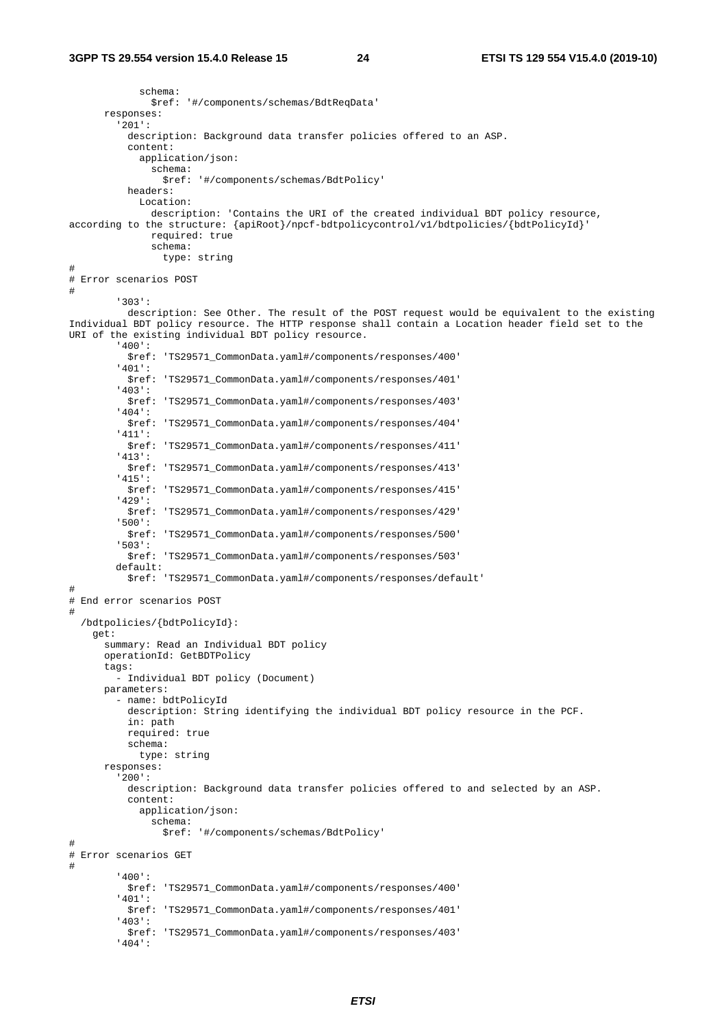```
            schema:
              $ref: '#/components/schemas/BdtReqData'
      responses:
        '201':
          description: Background data transfer policies offered to an ASP.
          content:
            application/json:
              schema:
                $ref: '#/components/schemas/BdtPolicy'
          headers:
            Location:
              description: 'Contains the URI of the created individual BDT policy resource,
according to the structure: {apiRoot}/npcf-bdtpolicycontrol/v1/bdtpolicies/{bdtPolicyId}'
              required: true
              schema:
                type: string
#
# Error scenarios POST
#
        '303':
          description: See Other. The result of the POST request would be equivalent to the existing
Individual BDT policy resource. The HTTP response shall contain a Location header field set to the
URI of the existing individual BDT policy resource.
        '400':
          $ref: 'TS29571_CommonData.yaml#/components/responses/400'
        '401':
          $ref: 'TS29571_CommonData.yaml#/components/responses/401'
        '403':
          $ref: 'TS29571_CommonData.yaml#/components/responses/403'
        '404':
          $ref: 'TS29571_CommonData.yaml#/components/responses/404'
        '411':
          $ref: 'TS29571_CommonData.yaml#/components/responses/411'
        '413':
          $ref: 'TS29571_CommonData.yaml#/components/responses/413'
        '415':
          $ref: 'TS29571_CommonData.yaml#/components/responses/415'
        '429':
          $ref: 'TS29571_CommonData.yaml#/components/responses/429'
        '500':
          $ref: 'TS29571_CommonData.yaml#/components/responses/500'
        '503':
          $ref: 'TS29571_CommonData.yaml#/components/responses/503'
        default:
          $ref: 'TS29571_CommonData.yaml#/components/responses/default'
#
# End error scenarios POST
#
  /bdtpolicies/{bdtPolicyId}:
    get:
      summary: Read an Individual BDT policy
      operationId: GetBDTPolicy
      tags:
        - Individual BDT policy (Document)
      parameters:
        - name: bdtPolicyId
          description: String identifying the individual BDT policy resource in the PCF.
          in: path
          required: true
          schema:
            type: string
      responses:
        '200':
          description: Background data transfer policies offered to and selected by an ASP.
          content:
            application/json:
              schema:
                $ref: '#/components/schemas/BdtPolicy'
#
# Error scenarios GET
#
        '400':
          $ref: 'TS29571_CommonData.yaml#/components/responses/400'
        '401':
          $ref: 'TS29571_CommonData.yaml#/components/responses/401'
        '403':
          $ref: 'TS29571_CommonData.yaml#/components/responses/403'
        '404':
```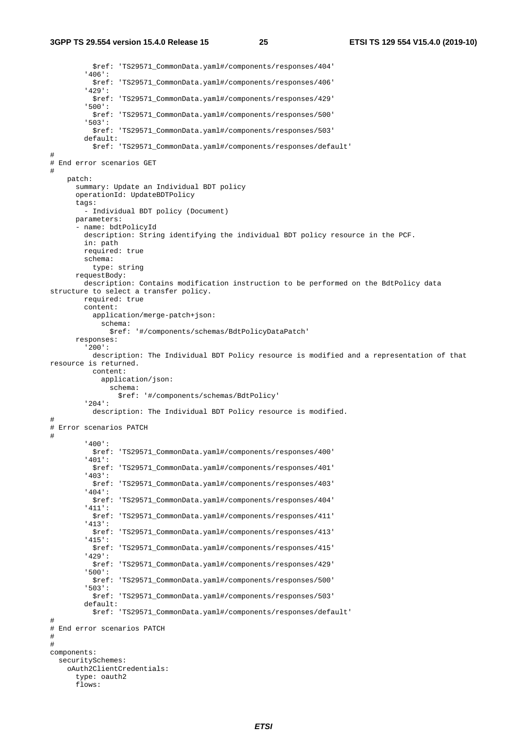```
          $ref: 'TS29571_CommonData.yaml#/components/responses/404'
        '406':
          $ref: 'TS29571_CommonData.yaml#/components/responses/406'
        '429':
          $ref: 'TS29571_CommonData.yaml#/components/responses/429'
        '500':
          $ref: 'TS29571_CommonData.yaml#/components/responses/500'
        '503':
          $ref: 'TS29571_CommonData.yaml#/components/responses/503'
        default:
          $ref: 'TS29571_CommonData.yaml#/components/responses/default'
#
# End error scenarios GET
#
    patch:
      summary: Update an Individual BDT policy
      operationId: UpdateBDTPolicy
      tags:
        - Individual BDT policy (Document)
      parameters:
      - name: bdtPolicyId
        description: String identifying the individual BDT policy resource in the PCF.
        in: path
        required: true
        schema:
          type: string
      requestBody:
        description: Contains modification instruction to be performed on the BdtPolicy data 
structure to select a transfer policy.
        required: true
        content:
          application/merge-patch+json:
            schema:
              $ref: '#/components/schemas/BdtPolicyDataPatch'
      responses:
        '200':
          description: The Individual BDT Policy resource is modified and a representation of that 
resource is returned.
          content:
            application/json:
              schema:
                $ref: '#/components/schemas/BdtPolicy'
        '204':
          description: The Individual BDT Policy resource is modified.
#
# Error scenarios PATCH
#
        '400':
          $ref: 'TS29571_CommonData.yaml#/components/responses/400'
        '401':
          $ref: 'TS29571_CommonData.yaml#/components/responses/401'
        '403':
          $ref: 'TS29571_CommonData.yaml#/components/responses/403'
        '404':
          $ref: 'TS29571_CommonData.yaml#/components/responses/404'
        '411':
          $ref: 'TS29571_CommonData.yaml#/components/responses/411'
        '413':
          $ref: 'TS29571_CommonData.yaml#/components/responses/413'
        '415':
          $ref: 'TS29571_CommonData.yaml#/components/responses/415'
        '429':
          $ref: 'TS29571_CommonData.yaml#/components/responses/429'
        '500':
          $ref: 'TS29571_CommonData.yaml#/components/responses/500'
        '503':
          $ref: 'TS29571_CommonData.yaml#/components/responses/503'
        default:
          $ref: 'TS29571_CommonData.yaml#/components/responses/default'
#
# End error scenarios PATCH
#
#
components:
  securitySchemes:
    oAuth2ClientCredentials:
      type: oauth2
      flows:
```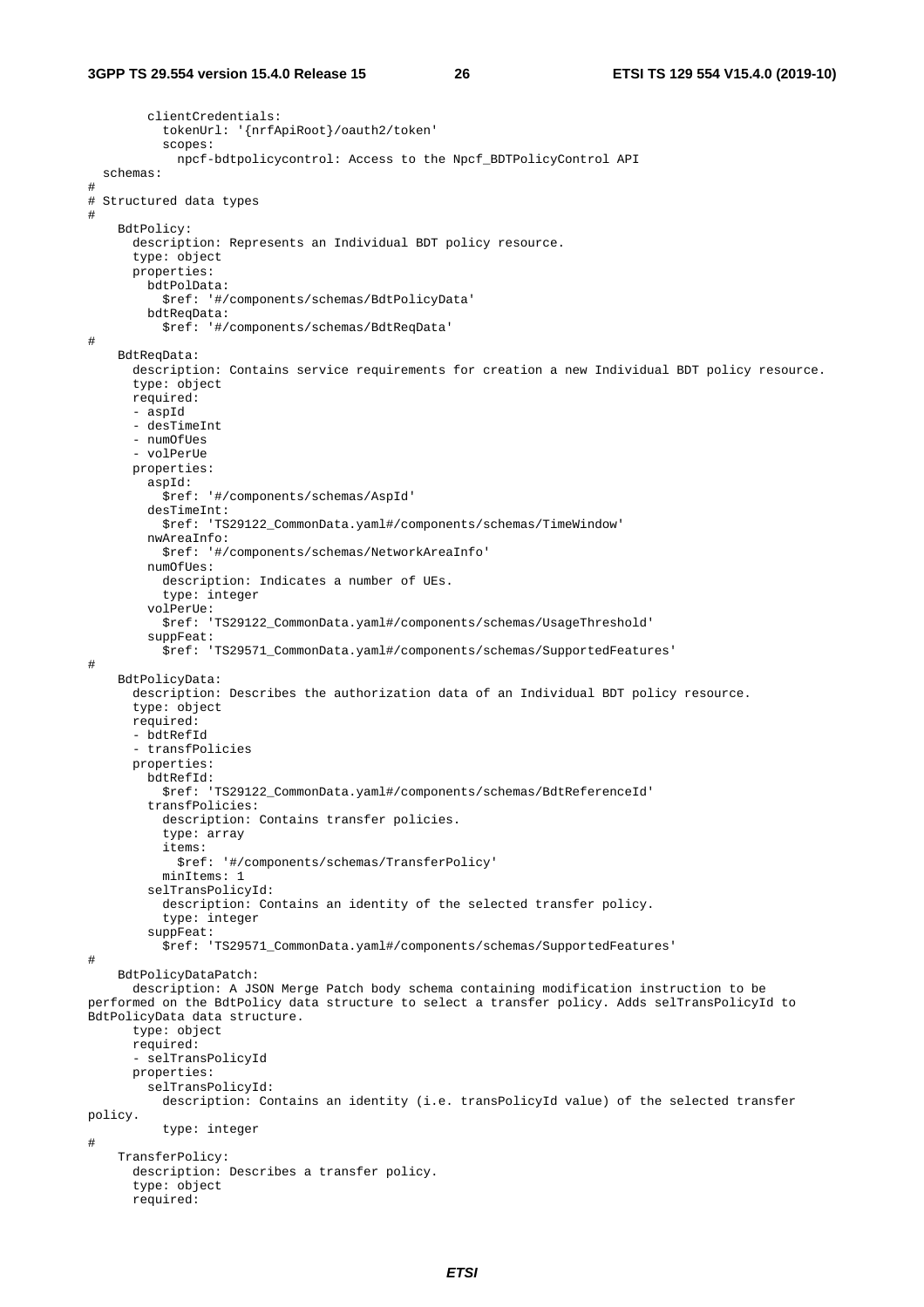```
        clientCredentials:
          tokenUrl: '{nrfApiRoot}/oauth2/token'
          scopes:
            npcf-bdtpolicycontrol: Access to the Npcf_BDTPolicyControl API
  schemas:
#
# Structured data types
#
    BdtPolicy:
      description: Represents an Individual BDT policy resource.
      type: object
      properties:
        bdtPolData:
          $ref: '#/components/schemas/BdtPolicyData'
        bdtReqData:
          $ref: '#/components/schemas/BdtReqData'
#
    BdtReqData:
      description: Contains service requirements for creation a new Individual BDT policy resource.
      type: object
      required:
      - aspId
      - desTimeInt
      - numOfUes
      - volPerUe
      properties:
        aspId:
          $ref: '#/components/schemas/AspId'
        desTimeInt:
          $ref: 'TS29122_CommonData.yaml#/components/schemas/TimeWindow'
        nwAreaInfo:
          $ref: '#/components/schemas/NetworkAreaInfo'
        numOfUes:
          description: Indicates a number of UEs.
          type: integer
        volPerUe:
          $ref: 'TS29122_CommonData.yaml#/components/schemas/UsageThreshold'
        suppFeat:
          $ref: 'TS29571_CommonData.yaml#/components/schemas/SupportedFeatures'
#
    BdtPolicyData:
      description: Describes the authorization data of an Individual BDT policy resource.
      type: object
      required:
      - bdtRefId
      - transfPolicies
      properties:
        bdtRefId:
          $ref: 'TS29122_CommonData.yaml#/components/schemas/BdtReferenceId'
        transfPolicies:
          description: Contains transfer policies.
          type: array
          items:
            $ref: '#/components/schemas/TransferPolicy'
          minItems: 1
        selTransPolicyId:
          description: Contains an identity of the selected transfer policy.
          type: integer
        suppFeat:
          $ref: 'TS29571_CommonData.yaml#/components/schemas/SupportedFeatures'
#
    BdtPolicyDataPatch:
      description: A JSON Merge Patch body schema containing modification instruction to be
performed on the BdtPolicy data structure to select a transfer policy. Adds selTransPolicyId to
BdtPolicyData data structure.
      type: object
      required:
      - selTransPolicyId
      properties:
        selTransPolicyId:
          description: Contains an identity (i.e. transPolicyId value) of the selected transfer
policy.
          type: integer
#
    TransferPolicy:
      description: Describes a transfer policy.
      type: object
      required:
```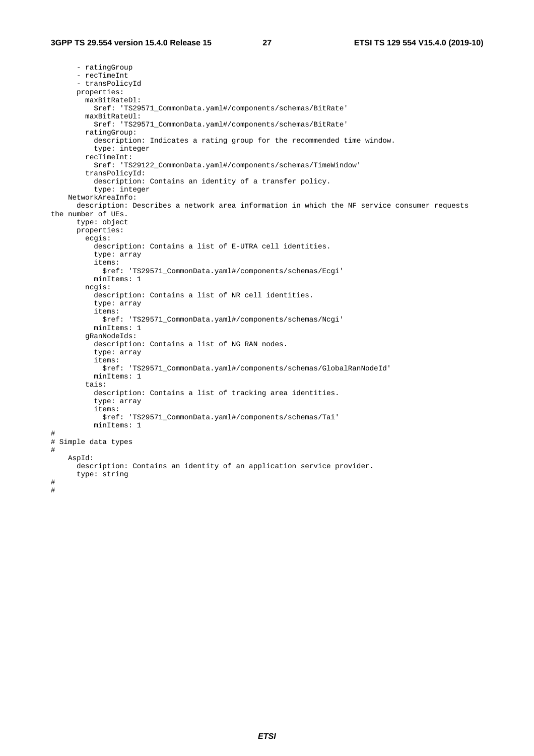```
      - ratingGroup
      - recTimeInt
      - transPolicyId
      properties:
        maxBitRateDl:
          $ref: 'TS29571_CommonData.yaml#/components/schemas/BitRate'
        maxBitRateUl:
          $ref: 'TS29571_CommonData.yaml#/components/schemas/BitRate'
        ratingGroup:
          description: Indicates a rating group for the recommended time window.
          type: integer
        recTimeInt:
          $ref: 'TS29122_CommonData.yaml#/components/schemas/TimeWindow'
        transPolicyId:
          description: Contains an identity of a transfer policy.
          type: integer
    NetworkAreaInfo:
      description: Describes a network area information in which the NF service consumer requests
the number of UEs.
      type: object
      properties:
        ecgis:
          description: Contains a list of E-UTRA cell identities.
          type: array
          items:
            $ref: 'TS29571_CommonData.yaml#/components/schemas/Ecgi'
          minItems: 1
        ncgis:
          description: Contains a list of NR cell identities.
          type: array
          items:
            $ref: 'TS29571_CommonData.yaml#/components/schemas/Ncgi'
          minItems: 1
        gRanNodeIds:
          description: Contains a list of NG RAN nodes.
          type: array
          items:
            $ref: 'TS29571_CommonData.yaml#/components/schemas/GlobalRanNodeId'
          minItems: 1
        tais:
          description: Contains a list of tracking area identities.
          type: array
          items:
            $ref: 'TS29571_CommonData.yaml#/components/schemas/Tai'
          minItems: 1
#
# Simple data types
#
    AspId:
      description: Contains an identity of an application service provider.
      type: string
#
#
```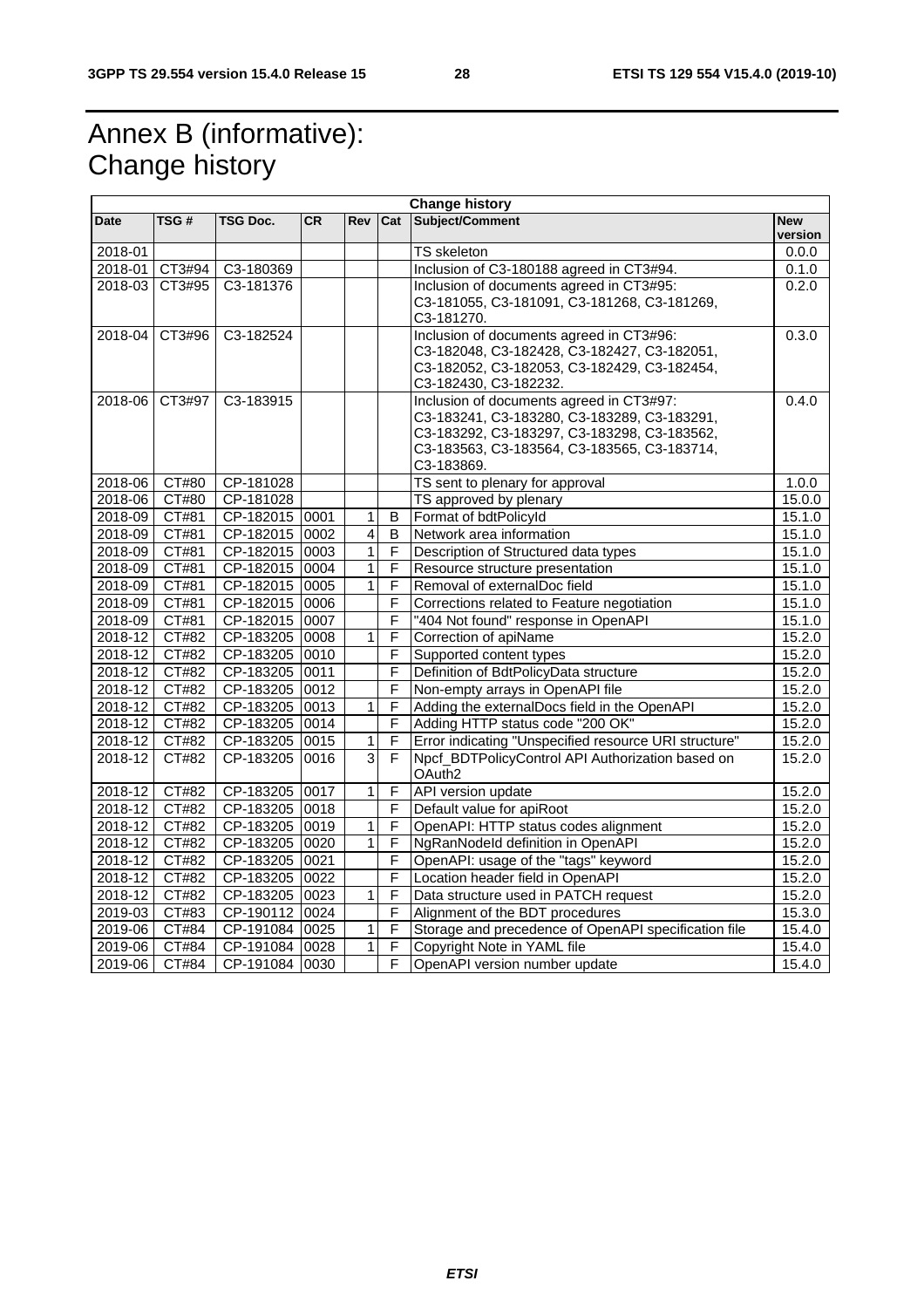# Annex B (informative): Change history

| Change history | | | | | | | |
|---|---|---|---|---|---|---|---|
| **Date** | **TSG #** | **TSG Doc.** | **CR** | **Rev** | **Cat** | **Subject/Comment** | **New version** |
| 2018-01 | | | | | | TS skeleton | 0.0.0 |
| 2018-01 | CT3#94 | C3-180369 | | | | Inclusion of C3-180188 agreed in CT3#94. | 0.1.0 |
| 2018-03 | CT3#95 | C3-181376 | | | | Inclusion of documents agreed in CT3#95: C3-181055, C3-181091, C3-181268, C3-181269, C3-181270. | 0.2.0 |
| 2018-04 | CT3#96 | C3-182524 | | | | Inclusion of documents agreed in CT3#96: C3-182048, C3-182428, C3-182427, C3-182051, C3-182052, C3-182053, C3-182429, C3-182454, C3-182430, C3-182232. | 0.3.0 |
| 2018-06 | CT3#97 | C3-183915 | | | | Inclusion of documents agreed in CT3#97: C3-183241, C3-183280, C3-183289, C3-183291, C3-183292, C3-183297, C3-183298, C3-183562, C3-183563, C3-183564, C3-183565, C3-183714, C3-183869. | 0.4.0 |
| 2018-06 | CT#80 | CP-181028 | | | | TS sent to plenary for approval | 1.0.0 |
| 2018-06 | CT#80 | CP-181028 | | | | TS approved by plenary | 15.0.0 |
| 2018-09 | CT#81 | CP-182015 | 0001 | 1 | B | Format of bdtPolicyId | 15.1.0 |
| 2018-09 | CT#81 | CP-182015 | 0002 | 4 | B | Network area information | 15.1.0 |
| 2018-09 | CT#81 | CP-182015 | 0003 | 1 | F | Description of Structured data types | 15.1.0 |
| 2018-09 | CT#81 | CP-182015 | 0004 | 1 | F | Resource structure presentation | 15.1.0 |
| 2018-09 | CT#81 | CP-182015 | 0005 | 1 | F | Removal of externalDoc field | 15.1.0 |
| 2018-09 | CT#81 | CP-182015 | 0006 | | F | Corrections related to Feature negotiation | 15.1.0 |
| 2018-09 | CT#81 | CP-182015 | 0007 | | F | "404 Not found" response in OpenAPI | 15.1.0 |
| 2018-12 | CT#82 | CP-183205 | 0008 | 1 | F | Correction of apiName | 15.2.0 |
| 2018-12 | CT#82 | CP-183205 | 0010 | | F | Supported content types | 15.2.0 |
| 2018-12 | CT#82 | CP-183205 | 0011 | | F | Definition of BdtPolicyData structure | 15.2.0 |
| 2018-12 | CT#82 | CP-183205 | 0012 | | F | Non-empty arrays in OpenAPI file | 15.2.0 |
| 2018-12 | CT#82 | CP-183205 | 0013 | 1 | F | Adding the externalDocs field in the OpenAPI | 15.2.0 |
| 2018-12 | CT#82 | CP-183205 | 0014 | | F | Adding HTTP status code "200 OK" | 15.2.0 |
| 2018-12 | CT#82 | CP-183205 | 0015 | 1 | F | Error indicating "Unspecified resource URI structure" | 15.2.0 |
| 2018-12 | CT#82 | CP-183205 | 0016 | 3 | F | Npcf_BDTPolicyControl API Authorization based on OAuth2 | 15.2.0 |
| 2018-12 | CT#82 | CP-183205 | 0017 | 1 | F | API version update | 15.2.0 |
| 2018-12 | CT#82 | CP-183205 | 0018 | | F | Default value for apiRoot | 15.2.0 |
| 2018-12 | CT#82 | CP-183205 | 0019 | 1 | F | OpenAPI: HTTP status codes alignment | 15.2.0 |
| 2018-12 | CT#82 | CP-183205 | 0020 | 1 | F | NgRanNodeId definition in OpenAPI | 15.2.0 |
| 2018-12 | CT#82 | CP-183205 | 0021 | | F | OpenAPI: usage of the "tags" keyword | 15.2.0 |
| 2018-12 | CT#82 | CP-183205 | 0022 | | F | Location header field in OpenAPI | 15.2.0 |
| 2018-12 | CT#82 | CP-183205 | 0023 | 1 | F | Data structure used in PATCH request | 15.2.0 |
| 2019-03 | CT#83 | CP-190112 | 0024 | | F | Alignment of the BDT procedures | 15.3.0 |
| 2019-06 | CT#84 | CP-191084 | 0025 | 1 | F | Storage and precedence of OpenAPI specification file | 15.4.0 |
| 2019-06 | CT#84 | CP-191084 | 0028 | 1 | F | Copyright Note in YAML file | 15.4.0 |
| 2019-06 | CT#84 | CP-191084 | 0030 | | F | OpenAPI version number update | 15.4.0 |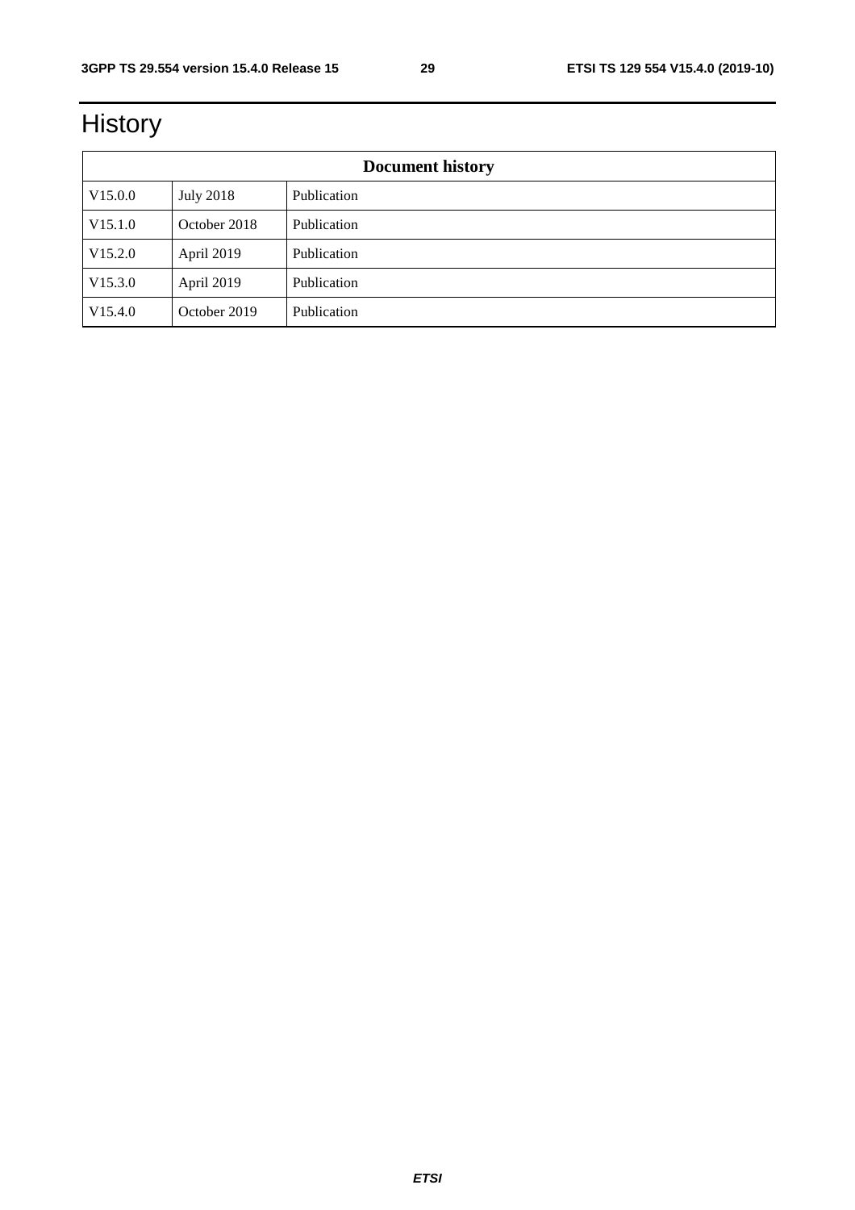# History

| Document history | | |
|---|---|---|
| V15.0.0 | July 2018 | Publication |
| V15.1.0 | October 2018 | Publication |
| V15.2.0 | April 2019 | Publication |
| V15.3.0 | April 2019 | Publication |
| V15.4.0 | October 2019 | Publication |